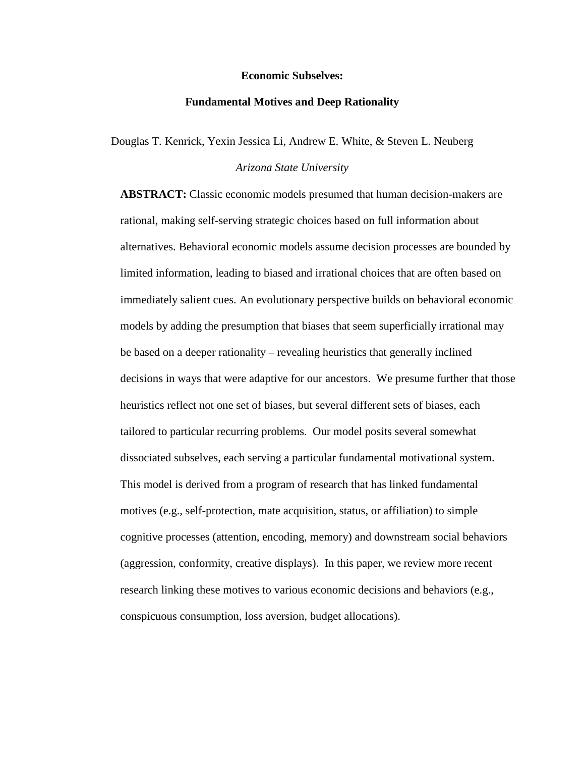# Economic Subselves:

## Fundamental Motives and Deep Rationality

Douglas T. Kenrick, Yexin Jessica Li, Andrew E. White, & Steven L. Neuberg

*Arizona State University*

**ABSTRACT:** Classic economic models presumed that human decision-makers are rational, making self-serving strategic choices based on full information about alternatives. Behavioral economic models assume decision processes are bounded by limited information, leading to biased and irrational choices that are often based on immediately salient cues. An evolutionary perspective builds on behavioral economic models by adding the presumption that biases that seem superficially irrational may be based on a deeper rationality – revealing heuristics that generally inclined decisions in ways that were adaptive for our ancestors. We presume further that those heuristics reflect not one set of biases, but several different sets of biases, each tailored to particular recurring problems. Our model posits several somewhat dissociated subselves, each serving a particular fundamental motivational system. This model is derived from a program of research that has linked fundamental motives (e.g., self-protection, mate acquisition, status, or affiliation) to simple cognitive processes (attention, encoding, memory) and downstream social behaviors (aggression, conformity, creative displays). In this paper, we review more recent research linking these motives to various economic decisions and behaviors (e.g., conspicuous consumption, loss aversion, budget allocations).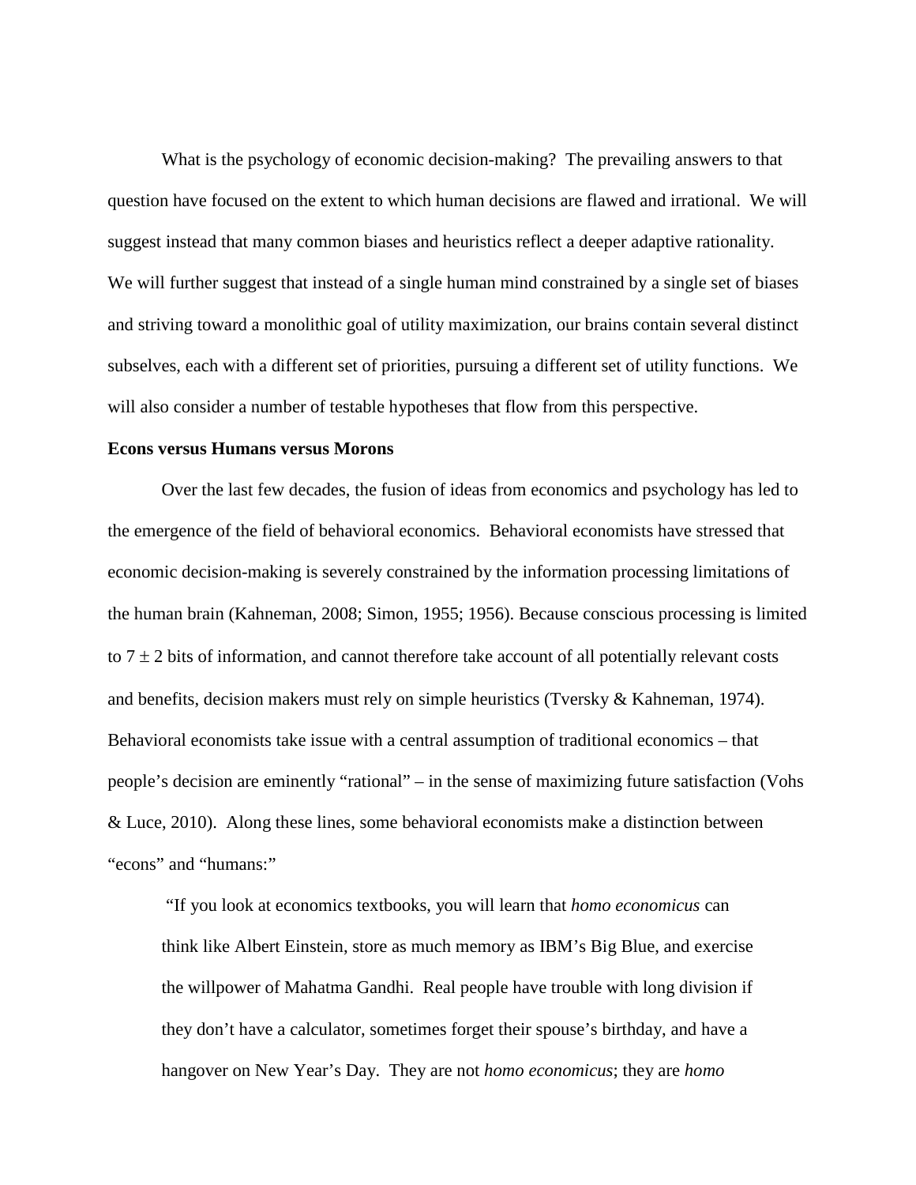What is the psychology of economic decision-making? The prevailing answers to that question have focused on the extent to which human decisions are flawed and irrational. We will suggest instead that many common biases and heuristics reflect a deeper adaptive rationality. We will further suggest that instead of a single human mind constrained by a single set of biases and striving toward a monolithic goal of utility maximization, our brains contain several distinct subselves, each with a different set of priorities, pursuing a different set of utility functions. We will also consider a number of testable hypotheses that flow from this perspective.

**Econs versus Humans versus Morons**

Over the last few decades, the fusion of ideas from economics and psychology has led to the emergence of the field of behavioral economics. Behavioral economists have stressed that economic decision-making is severely constrained by the information processing limitations of the human brain (Kahneman, 2008; Simon, 1955; 1956). Because conscious processing is limited to $7 \pm 2$ bits of information, and cannot therefore take account of all potentially relevant costs and benefits, decision makers must rely on simple heuristics (Tversky & Kahneman, 1974). Behavioral economists take issue with a central assumption of traditional economics – that people's decision are eminently "rational" – in the sense of maximizing future satisfaction (Vohs & Luce, 2010). Along these lines, some behavioral economists make a distinction between "econs" and "humans:"

> "If you look at economics textbooks, you will learn that *homo economicus* can think like Albert Einstein, store as much memory as IBM's Big Blue, and exercise the willpower of Mahatma Gandhi. Real people have trouble with long division if they don't have a calculator, sometimes forget their spouse's birthday, and have a hangover on New Year's Day. They are not *homo economicus*; they are *homo*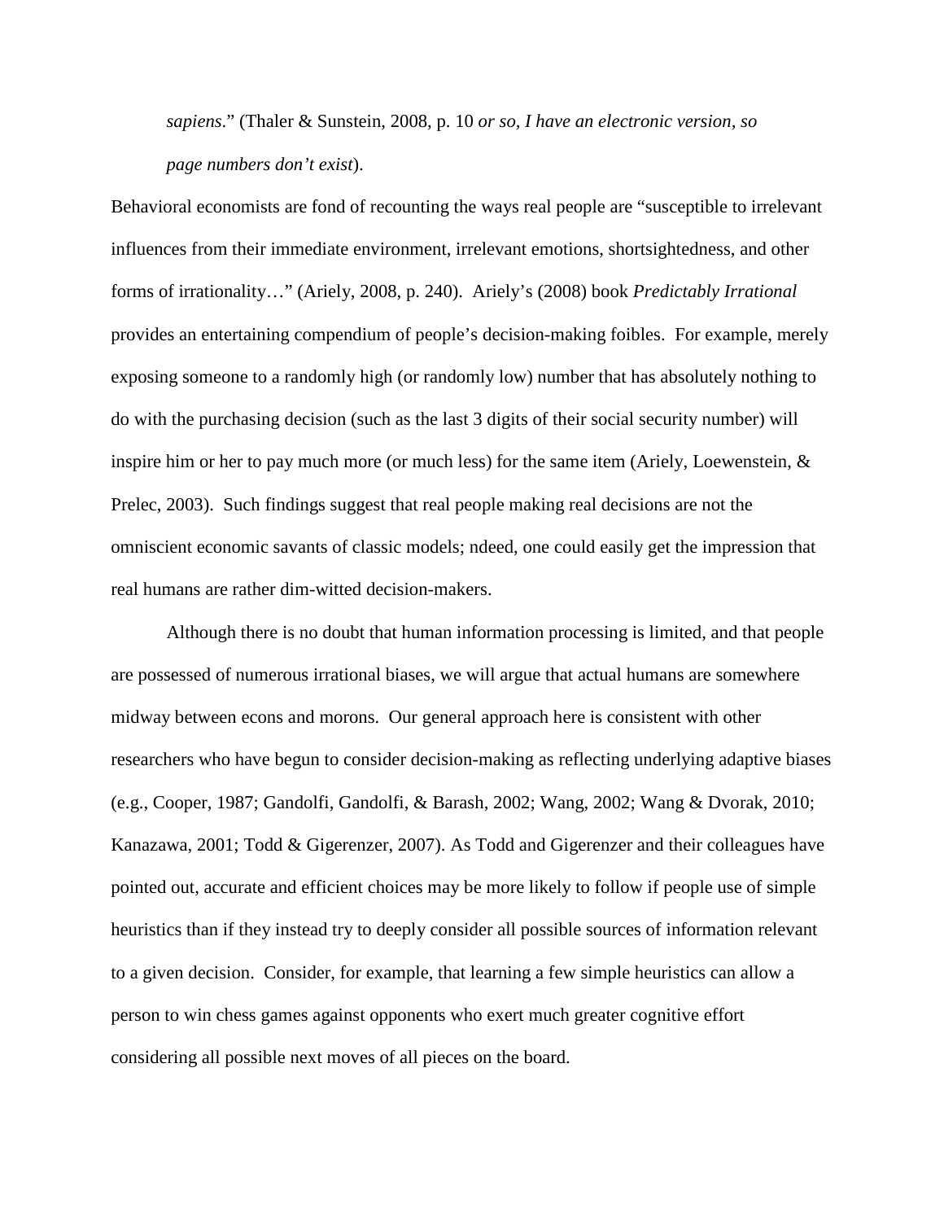> *sapiens*." (Thaler & Sunstein, 2008, p. 10 *or so, I have an electronic version, so page numbers don't exist*).

Behavioral economists are fond of recounting the ways real people are "susceptible to irrelevant influences from their immediate environment, irrelevant emotions, shortsightedness, and other forms of irrationality…" (Ariely, 2008, p. 240). Ariely's (2008) book *Predictably Irrational* provides an entertaining compendium of people's decision-making foibles. For example, merely exposing someone to a randomly high (or randomly low) number that has absolutely nothing to do with the purchasing decision (such as the last 3 digits of their social security number) will inspire him or her to pay much more (or much less) for the same item (Ariely, Loewenstein, & Prelec, 2003). Such findings suggest that real people making real decisions are not the omniscient economic savants of classic models; ndeed, one could easily get the impression that real humans are rather dim-witted decision-makers.

Although there is no doubt that human information processing is limited, and that people are possessed of numerous irrational biases, we will argue that actual humans are somewhere midway between econs and morons. Our general approach here is consistent with other researchers who have begun to consider decision-making as reflecting underlying adaptive biases (e.g., Cooper, 1987; Gandolfi, Gandolfi, & Barash, 2002; Wang, 2002; Wang & Dvorak, 2010; Kanazawa, 2001; Todd & Gigerenzer, 2007). As Todd and Gigerenzer and their colleagues have pointed out, accurate and efficient choices may be more likely to follow if people use of simple heuristics than if they instead try to deeply consider all possible sources of information relevant to a given decision. Consider, for example, that learning a few simple heuristics can allow a person to win chess games against opponents who exert much greater cognitive effort considering all possible next moves of all pieces on the board.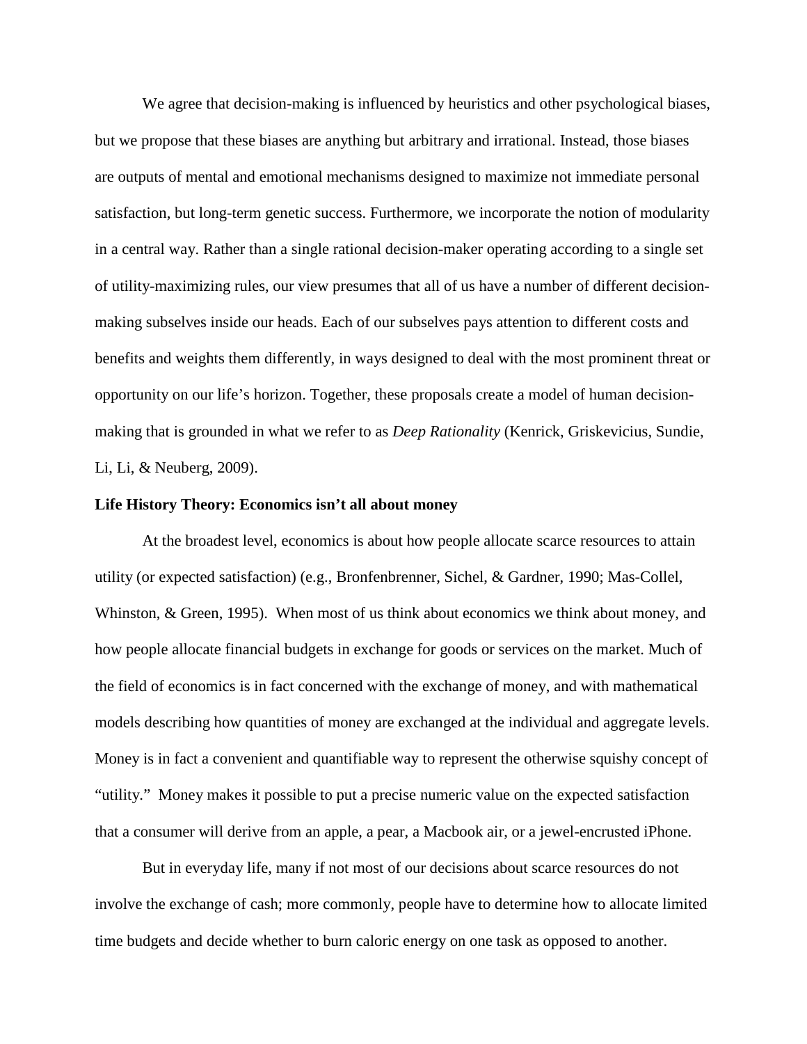We agree that decision-making is influenced by heuristics and other psychological biases, but we propose that these biases are anything but arbitrary and irrational. Instead, those biases are outputs of mental and emotional mechanisms designed to maximize not immediate personal satisfaction, but long-term genetic success. Furthermore, we incorporate the notion of modularity in a central way. Rather than a single rational decision-maker operating according to a single set of utility-maximizing rules, our view presumes that all of us have a number of different decision-making subselves inside our heads. Each of our subselves pays attention to different costs and benefits and weights them differently, in ways designed to deal with the most prominent threat or opportunity on our life's horizon. Together, these proposals create a model of human decision-making that is grounded in what we refer to as *Deep Rationality* (Kenrick, Griskevicius, Sundie, Li, Li, & Neuberg, 2009).

**Life History Theory: Economics isn't all about money**

At the broadest level, economics is about how people allocate scarce resources to attain utility (or expected satisfaction) (e.g., Bronfenbrenner, Sichel, & Gardner, 1990; Mas-Collel, Whinston, & Green, 1995). When most of us think about economics we think about money, and how people allocate financial budgets in exchange for goods or services on the market. Much of the field of economics is in fact concerned with the exchange of money, and with mathematical models describing how quantities of money are exchanged at the individual and aggregate levels. Money is in fact a convenient and quantifiable way to represent the otherwise squishy concept of "utility." Money makes it possible to put a precise numeric value on the expected satisfaction that a consumer will derive from an apple, a pear, a Macbook air, or a jewel-encrusted iPhone.

But in everyday life, many if not most of our decisions about scarce resources do not involve the exchange of cash; more commonly, people have to determine how to allocate limited time budgets and decide whether to burn caloric energy on one task as opposed to another.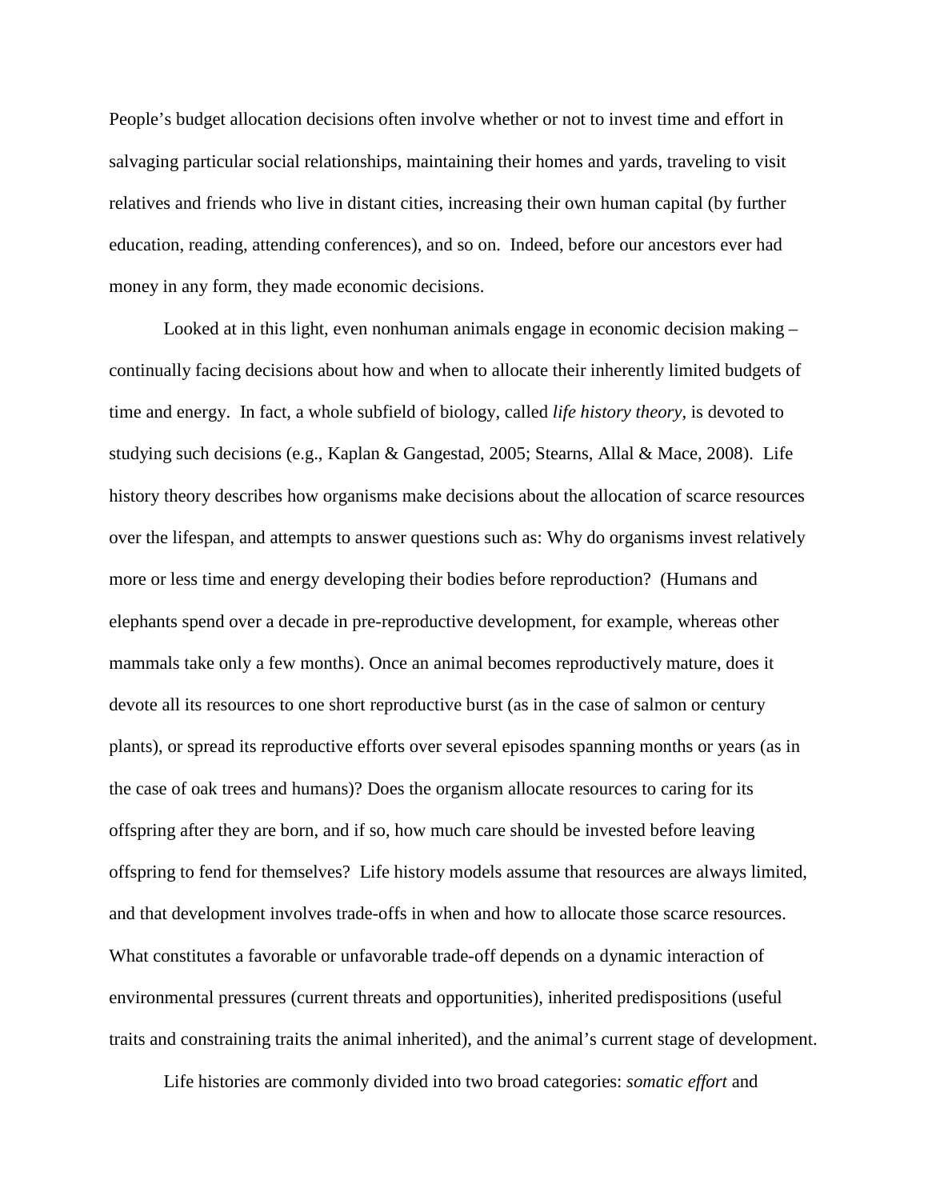People's budget allocation decisions often involve whether or not to invest time and effort in salvaging particular social relationships, maintaining their homes and yards, traveling to visit relatives and friends who live in distant cities, increasing their own human capital (by further education, reading, attending conferences), and so on. Indeed, before our ancestors ever had money in any form, they made economic decisions.

Looked at in this light, even nonhuman animals engage in economic decision making – continually facing decisions about how and when to allocate their inherently limited budgets of time and energy. In fact, a whole subfield of biology, called *life history theory*, is devoted to studying such decisions (e.g., Kaplan & Gangestad, 2005; Stearns, Allal & Mace, 2008). Life history theory describes how organisms make decisions about the allocation of scarce resources over the lifespan, and attempts to answer questions such as: Why do organisms invest relatively more or less time and energy developing their bodies before reproduction? (Humans and elephants spend over a decade in pre-reproductive development, for example, whereas other mammals take only a few months). Once an animal becomes reproductively mature, does it devote all its resources to one short reproductive burst (as in the case of salmon or century plants), or spread its reproductive efforts over several episodes spanning months or years (as in the case of oak trees and humans)? Does the organism allocate resources to caring for its offspring after they are born, and if so, how much care should be invested before leaving offspring to fend for themselves? Life history models assume that resources are always limited, and that development involves trade-offs in when and how to allocate those scarce resources. What constitutes a favorable or unfavorable trade-off depends on a dynamic interaction of environmental pressures (current threats and opportunities), inherited predispositions (useful traits and constraining traits the animal inherited), and the animal's current stage of development.

Life histories are commonly divided into two broad categories: *somatic effort* and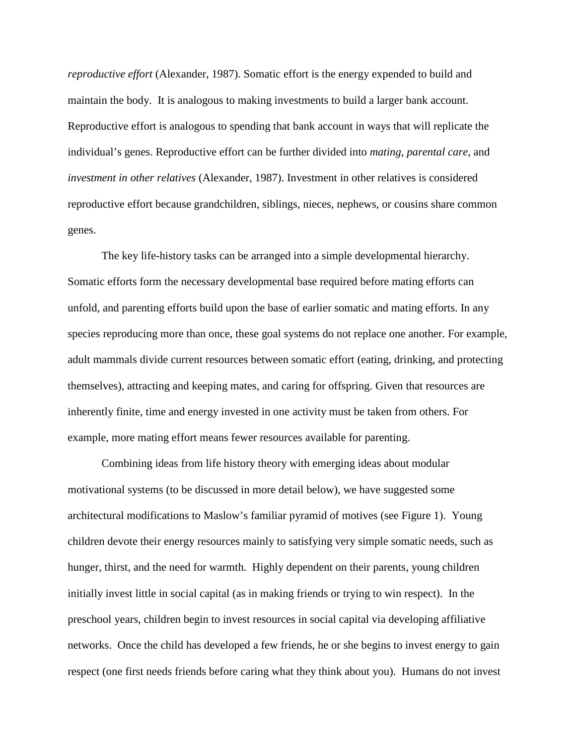*reproductive effort* (Alexander, 1987). Somatic effort is the energy expended to build and maintain the body. It is analogous to making investments to build a larger bank account. Reproductive effort is analogous to spending that bank account in ways that will replicate the individual's genes. Reproductive effort can be further divided into *mating*, *parental care*, and *investment in other relatives* (Alexander, 1987). Investment in other relatives is considered reproductive effort because grandchildren, siblings, nieces, nephews, or cousins share common genes.

The key life-history tasks can be arranged into a simple developmental hierarchy. Somatic efforts form the necessary developmental base required before mating efforts can unfold, and parenting efforts build upon the base of earlier somatic and mating efforts. In any species reproducing more than once, these goal systems do not replace one another. For example, adult mammals divide current resources between somatic effort (eating, drinking, and protecting themselves), attracting and keeping mates, and caring for offspring. Given that resources are inherently finite, time and energy invested in one activity must be taken from others. For example, more mating effort means fewer resources available for parenting.

Combining ideas from life history theory with emerging ideas about modular motivational systems (to be discussed in more detail below), we have suggested some architectural modifications to Maslow's familiar pyramid of motives (see Figure 1). Young children devote their energy resources mainly to satisfying very simple somatic needs, such as hunger, thirst, and the need for warmth. Highly dependent on their parents, young children initially invest little in social capital (as in making friends or trying to win respect). In the preschool years, children begin to invest resources in social capital via developing affiliative networks. Once the child has developed a few friends, he or she begins to invest energy to gain respect (one first needs friends before caring what they think about you). Humans do not invest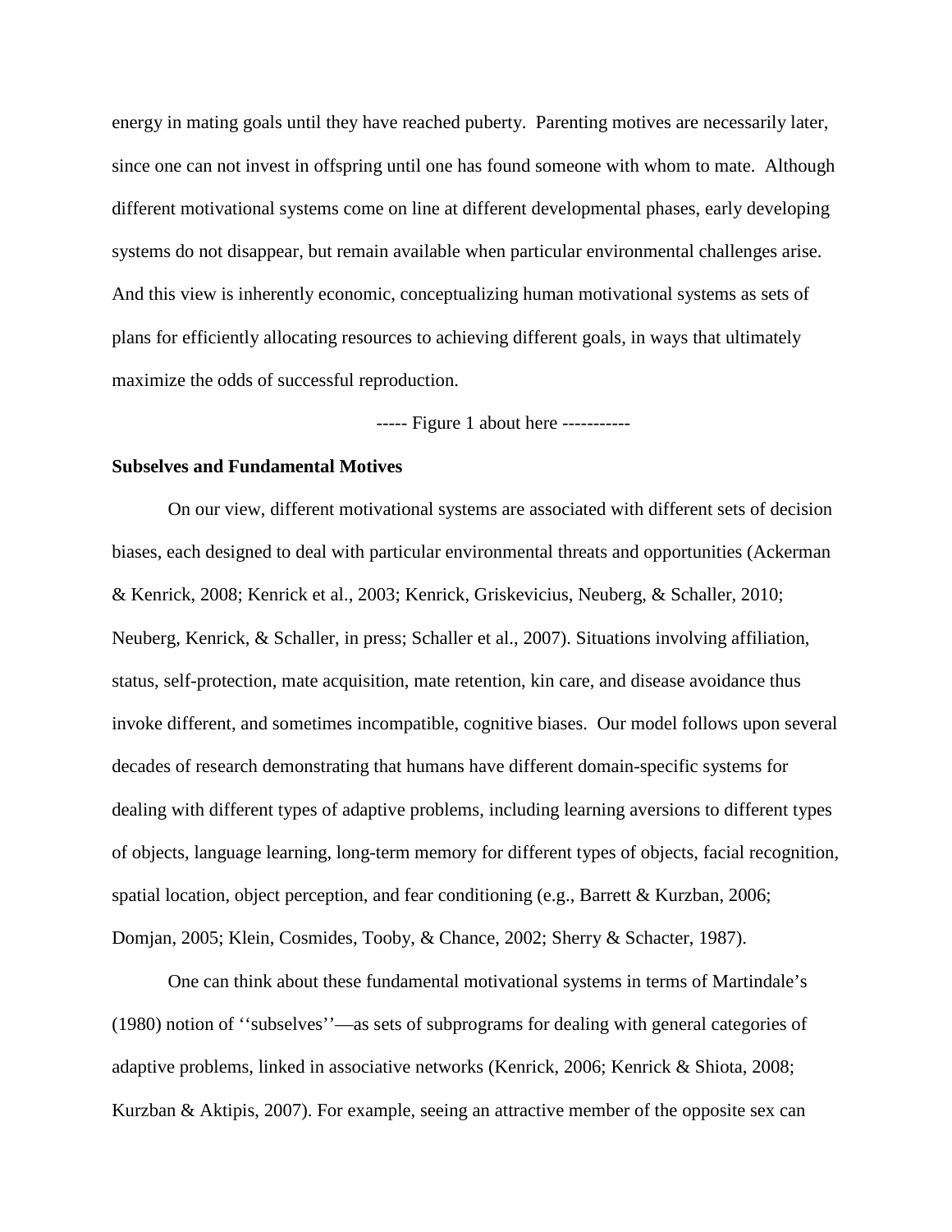energy in mating goals until they have reached puberty. Parenting motives are necessarily later, since one can not invest in offspring until one has found someone with whom to mate. Although different motivational systems come on line at different developmental phases, early developing systems do not disappear, but remain available when particular environmental challenges arise. And this view is inherently economic, conceptualizing human motivational systems as sets of plans for efficiently allocating resources to achieving different goals, in ways that ultimately maximize the odds of successful reproduction.

----- Figure 1 about here -----------

**Subselves and Fundamental Motives**

On our view, different motivational systems are associated with different sets of decision biases, each designed to deal with particular environmental threats and opportunities (Ackerman & Kenrick, 2008; Kenrick et al., 2003; Kenrick, Griskevicius, Neuberg, & Schaller, 2010; Neuberg, Kenrick, & Schaller, in press; Schaller et al., 2007). Situations involving affiliation, status, self-protection, mate acquisition, mate retention, kin care, and disease avoidance thus invoke different, and sometimes incompatible, cognitive biases. Our model follows upon several decades of research demonstrating that humans have different domain-specific systems for dealing with different types of adaptive problems, including learning aversions to different types of objects, language learning, long-term memory for different types of objects, facial recognition, spatial location, object perception, and fear conditioning (e.g., Barrett & Kurzban, 2006; Domjan, 2005; Klein, Cosmides, Tooby, & Chance, 2002; Sherry & Schacter, 1987).

One can think about these fundamental motivational systems in terms of Martindale's (1980) notion of ''subselves''—as sets of subprograms for dealing with general categories of adaptive problems, linked in associative networks (Kenrick, 2006; Kenrick & Shiota, 2008; Kurzban & Aktipis, 2007). For example, seeing an attractive member of the opposite sex can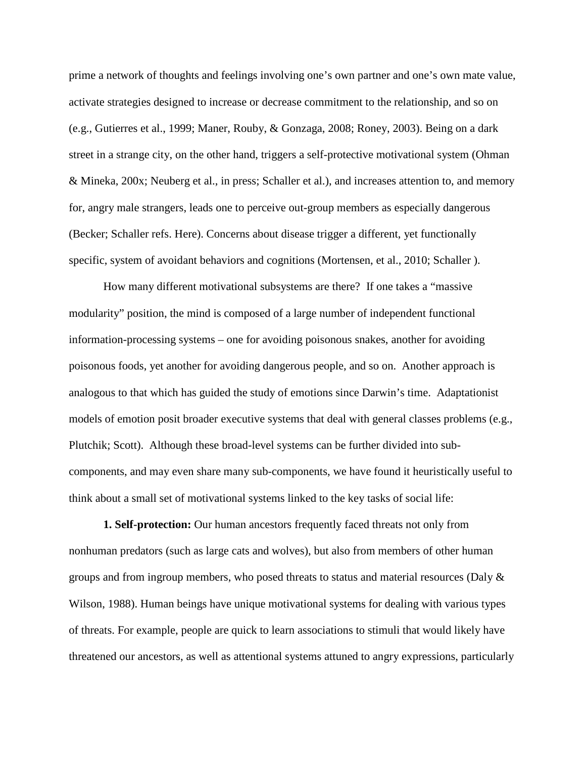prime a network of thoughts and feelings involving one's own partner and one's own mate value, activate strategies designed to increase or decrease commitment to the relationship, and so on (e.g., Gutierres et al., 1999; Maner, Rouby, & Gonzaga, 2008; Roney, 2003). Being on a dark street in a strange city, on the other hand, triggers a self-protective motivational system (Ohman & Mineka, 200x; Neuberg et al., in press; Schaller et al.), and increases attention to, and memory for, angry male strangers, leads one to perceive out-group members as especially dangerous (Becker; Schaller refs. Here). Concerns about disease trigger a different, yet functionally specific, system of avoidant behaviors and cognitions (Mortensen, et al., 2010; Schaller ).

How many different motivational subsystems are there? If one takes a "massive modularity" position, the mind is composed of a large number of independent functional information-processing systems – one for avoiding poisonous snakes, another for avoiding poisonous foods, yet another for avoiding dangerous people, and so on. Another approach is analogous to that which has guided the study of emotions since Darwin's time. Adaptationist models of emotion posit broader executive systems that deal with general classes problems (e.g., Plutchik; Scott). Although these broad-level systems can be further divided into sub-components, and may even share many sub-components, we have found it heuristically useful to think about a small set of motivational systems linked to the key tasks of social life:

**1. Self-protection:** Our human ancestors frequently faced threats not only from nonhuman predators (such as large cats and wolves), but also from members of other human groups and from ingroup members, who posed threats to status and material resources (Daly & Wilson, 1988). Human beings have unique motivational systems for dealing with various types of threats. For example, people are quick to learn associations to stimuli that would likely have threatened our ancestors, as well as attentional systems attuned to angry expressions, particularly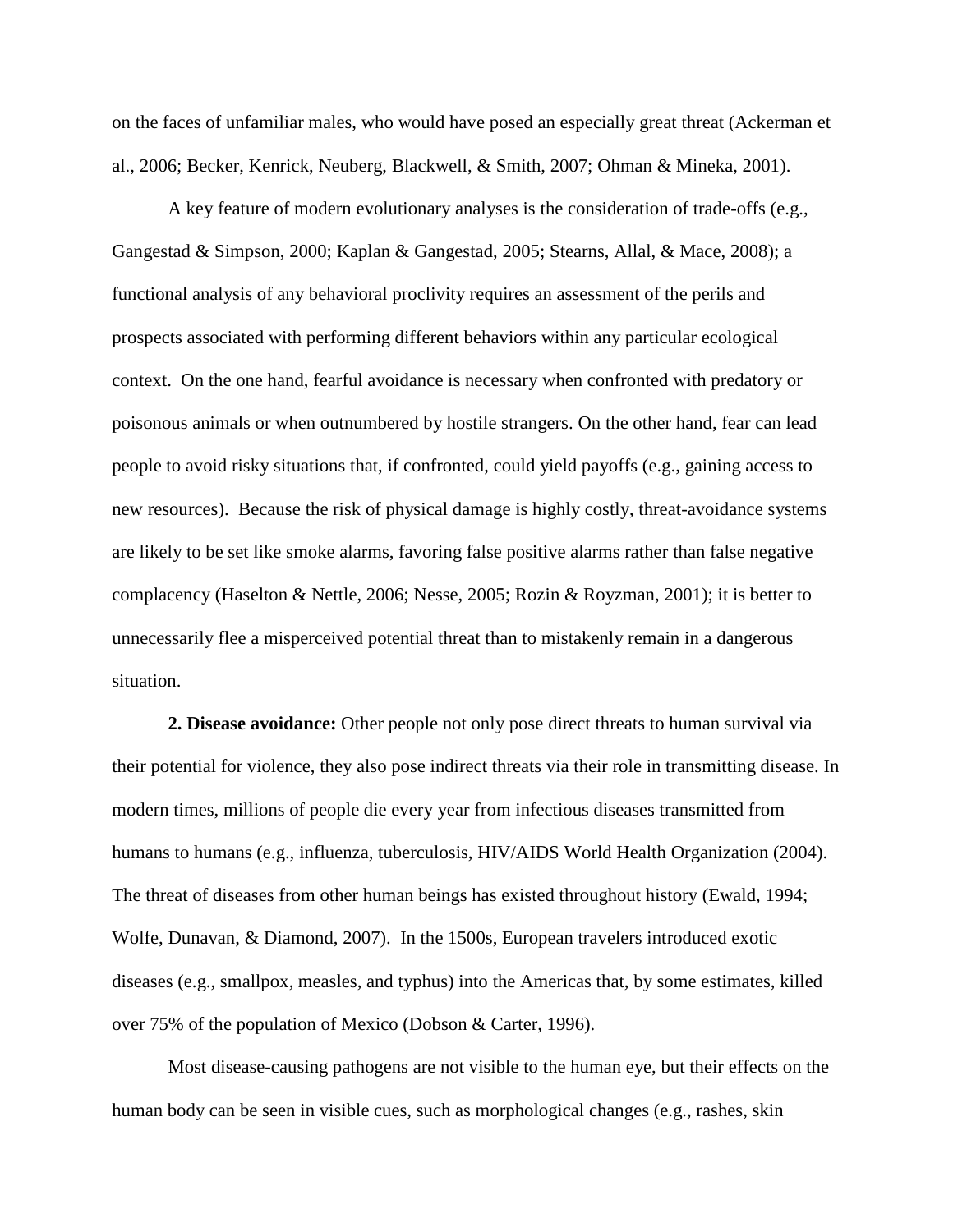on the faces of unfamiliar males, who would have posed an especially great threat (Ackerman et al., 2006; Becker, Kenrick, Neuberg, Blackwell, & Smith, 2007; Ohman & Mineka, 2001).

A key feature of modern evolutionary analyses is the consideration of trade-offs (e.g., Gangestad & Simpson, 2000; Kaplan & Gangestad, 2005; Stearns, Allal, & Mace, 2008); a functional analysis of any behavioral proclivity requires an assessment of the perils and prospects associated with performing different behaviors within any particular ecological context. On the one hand, fearful avoidance is necessary when confronted with predatory or poisonous animals or when outnumbered by hostile strangers. On the other hand, fear can lead people to avoid risky situations that, if confronted, could yield payoffs (e.g., gaining access to new resources). Because the risk of physical damage is highly costly, threat-avoidance systems are likely to be set like smoke alarms, favoring false positive alarms rather than false negative complacency (Haselton & Nettle, 2006; Nesse, 2005; Rozin & Royzman, 2001); it is better to unnecessarily flee a misperceived potential threat than to mistakenly remain in a dangerous situation.

**2. Disease avoidance:** Other people not only pose direct threats to human survival via their potential for violence, they also pose indirect threats via their role in transmitting disease. In modern times, millions of people die every year from infectious diseases transmitted from humans to humans (e.g., influenza, tuberculosis, HIV/AIDS World Health Organization (2004). The threat of diseases from other human beings has existed throughout history (Ewald, 1994; Wolfe, Dunavan, & Diamond, 2007). In the 1500s, European travelers introduced exotic diseases (e.g., smallpox, measles, and typhus) into the Americas that, by some estimates, killed over 75% of the population of Mexico (Dobson & Carter, 1996).

Most disease-causing pathogens are not visible to the human eye, but their effects on the human body can be seen in visible cues, such as morphological changes (e.g., rashes, skin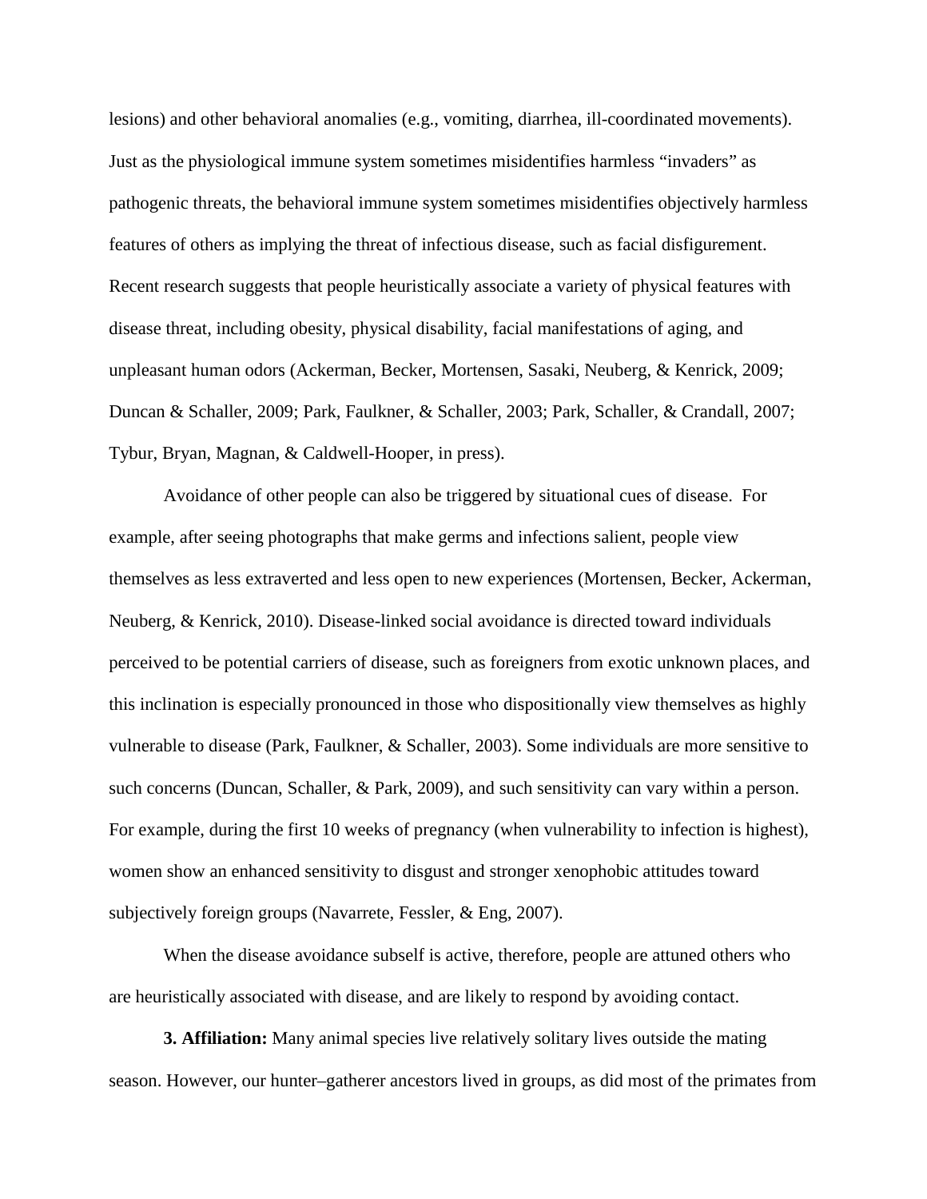lesions) and other behavioral anomalies (e.g., vomiting, diarrhea, ill-coordinated movements). Just as the physiological immune system sometimes misidentifies harmless "invaders" as pathogenic threats, the behavioral immune system sometimes misidentifies objectively harmless features of others as implying the threat of infectious disease, such as facial disfigurement. Recent research suggests that people heuristically associate a variety of physical features with disease threat, including obesity, physical disability, facial manifestations of aging, and unpleasant human odors (Ackerman, Becker, Mortensen, Sasaki, Neuberg, & Kenrick, 2009; Duncan & Schaller, 2009; Park, Faulkner, & Schaller, 2003; Park, Schaller, & Crandall, 2007; Tybur, Bryan, Magnan, & Caldwell-Hooper, in press).

Avoidance of other people can also be triggered by situational cues of disease. For example, after seeing photographs that make germs and infections salient, people view themselves as less extraverted and less open to new experiences (Mortensen, Becker, Ackerman, Neuberg, & Kenrick, 2010). Disease-linked social avoidance is directed toward individuals perceived to be potential carriers of disease, such as foreigners from exotic unknown places, and this inclination is especially pronounced in those who dispositionally view themselves as highly vulnerable to disease (Park, Faulkner, & Schaller, 2003). Some individuals are more sensitive to such concerns (Duncan, Schaller, & Park, 2009), and such sensitivity can vary within a person. For example, during the first 10 weeks of pregnancy (when vulnerability to infection is highest), women show an enhanced sensitivity to disgust and stronger xenophobic attitudes toward subjectively foreign groups (Navarrete, Fessler, & Eng, 2007).

When the disease avoidance subself is active, therefore, people are attuned others who are heuristically associated with disease, and are likely to respond by avoiding contact.

**3. Affiliation:** Many animal species live relatively solitary lives outside the mating season. However, our hunter–gatherer ancestors lived in groups, as did most of the primates from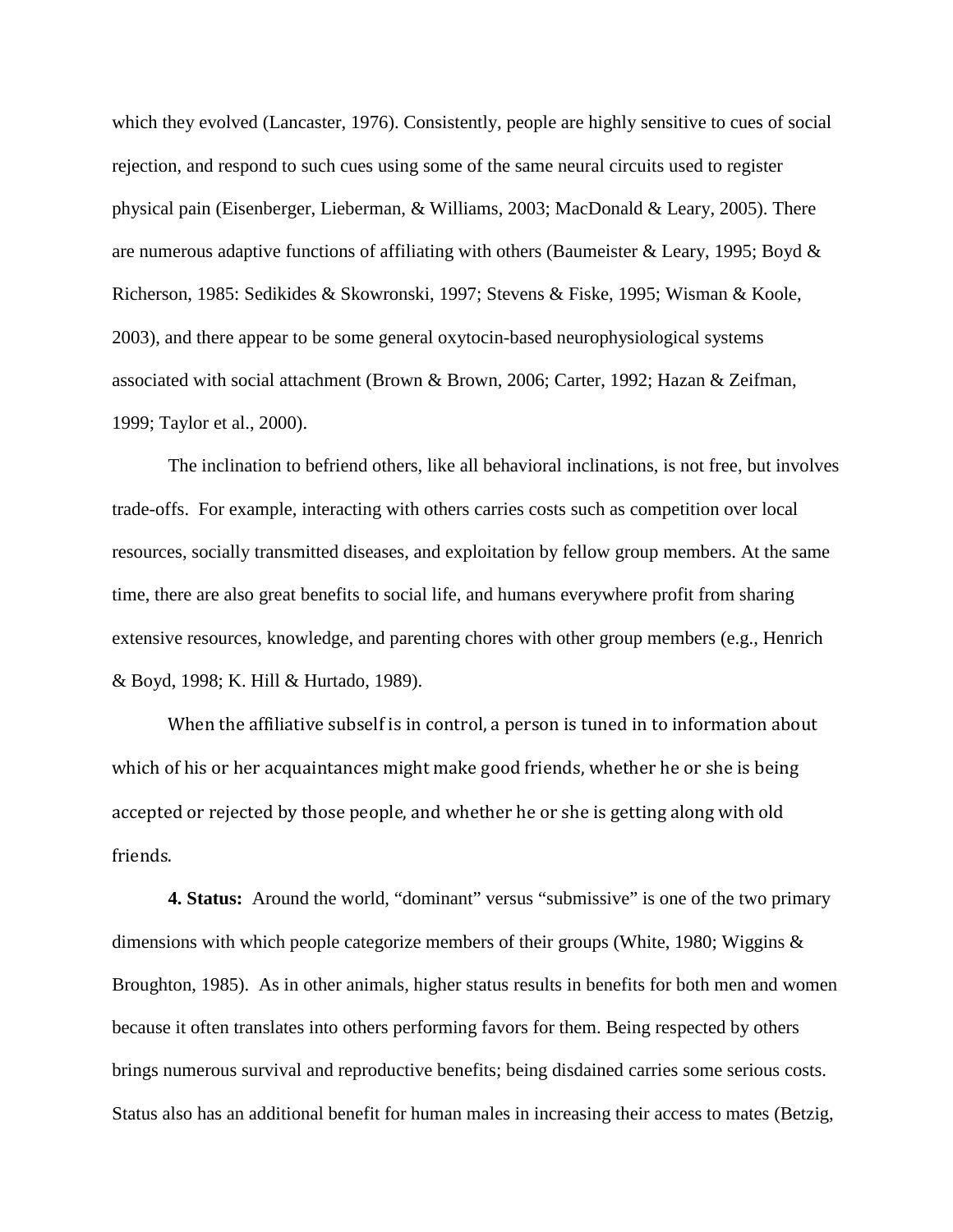which they evolved (Lancaster, 1976). Consistently, people are highly sensitive to cues of social rejection, and respond to such cues using some of the same neural circuits used to register physical pain (Eisenberger, Lieberman, & Williams, 2003; MacDonald & Leary, 2005). There are numerous adaptive functions of affiliating with others (Baumeister & Leary, 1995; Boyd & Richerson, 1985: Sedikides & Skowronski, 1997; Stevens & Fiske, 1995; Wisman & Koole, 2003), and there appear to be some general oxytocin-based neurophysiological systems associated with social attachment (Brown & Brown, 2006; Carter, 1992; Hazan & Zeifman, 1999; Taylor et al., 2000).

The inclination to befriend others, like all behavioral inclinations, is not free, but involves trade-offs. For example, interacting with others carries costs such as competition over local resources, socially transmitted diseases, and exploitation by fellow group members. At the same time, there are also great benefits to social life, and humans everywhere profit from sharing extensive resources, knowledge, and parenting chores with other group members (e.g., Henrich & Boyd, 1998; K. Hill & Hurtado, 1989).

When the affiliative subself is in control, a person is tuned in to information about which of his or her acquaintances might make good friends, whether he or she is being accepted or rejected by those people, and whether he or she is getting along with old friends.

**4. Status:** Around the world, "dominant" versus "submissive" is one of the two primary dimensions with which people categorize members of their groups (White, 1980; Wiggins & Broughton, 1985). As in other animals, higher status results in benefits for both men and women because it often translates into others performing favors for them. Being respected by others brings numerous survival and reproductive benefits; being disdained carries some serious costs. Status also has an additional benefit for human males in increasing their access to mates (Betzig,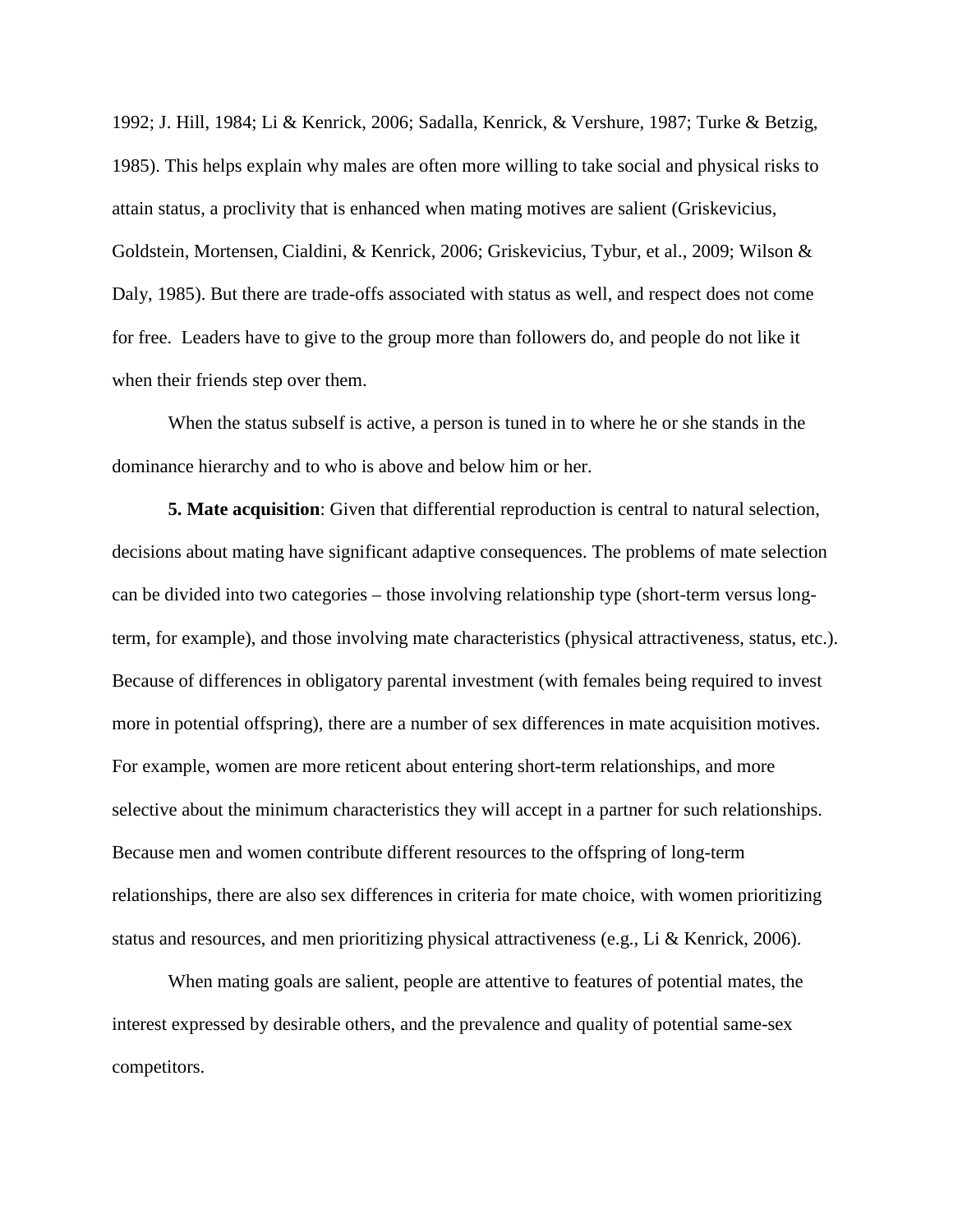1992; J. Hill, 1984; Li & Kenrick, 2006; Sadalla, Kenrick, & Vershure, 1987; Turke & Betzig, 1985). This helps explain why males are often more willing to take social and physical risks to attain status, a proclivity that is enhanced when mating motives are salient (Griskevicius, Goldstein, Mortensen, Cialdini, & Kenrick, 2006; Griskevicius, Tybur, et al., 2009; Wilson & Daly, 1985). But there are trade-offs associated with status as well, and respect does not come for free. Leaders have to give to the group more than followers do, and people do not like it when their friends step over them.

When the status subself is active, a person is tuned in to where he or she stands in the dominance hierarchy and to who is above and below him or her.

**5. Mate acquisition**: Given that differential reproduction is central to natural selection, decisions about mating have significant adaptive consequences. The problems of mate selection can be divided into two categories – those involving relationship type (short-term versus long-term, for example), and those involving mate characteristics (physical attractiveness, status, etc.). Because of differences in obligatory parental investment (with females being required to invest more in potential offspring), there are a number of sex differences in mate acquisition motives. For example, women are more reticent about entering short-term relationships, and more selective about the minimum characteristics they will accept in a partner for such relationships. Because men and women contribute different resources to the offspring of long-term relationships, there are also sex differences in criteria for mate choice, with women prioritizing status and resources, and men prioritizing physical attractiveness (e.g., Li & Kenrick, 2006).

When mating goals are salient, people are attentive to features of potential mates, the interest expressed by desirable others, and the prevalence and quality of potential same-sex competitors.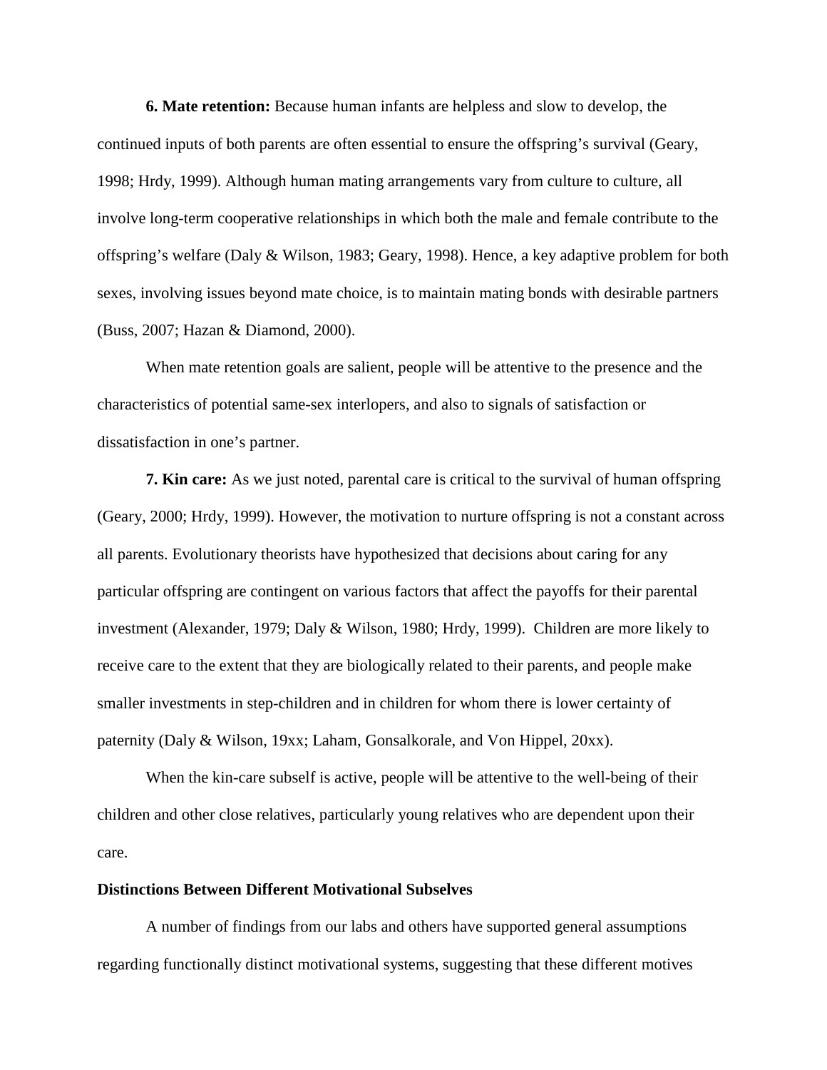**6. Mate retention:** Because human infants are helpless and slow to develop, the continued inputs of both parents are often essential to ensure the offspring's survival (Geary, 1998; Hrdy, 1999). Although human mating arrangements vary from culture to culture, all involve long-term cooperative relationships in which both the male and female contribute to the offspring's welfare (Daly & Wilson, 1983; Geary, 1998). Hence, a key adaptive problem for both sexes, involving issues beyond mate choice, is to maintain mating bonds with desirable partners (Buss, 2007; Hazan & Diamond, 2000).

When mate retention goals are salient, people will be attentive to the presence and the characteristics of potential same-sex interlopers, and also to signals of satisfaction or dissatisfaction in one's partner.

**7. Kin care:** As we just noted, parental care is critical to the survival of human offspring (Geary, 2000; Hrdy, 1999). However, the motivation to nurture offspring is not a constant across all parents. Evolutionary theorists have hypothesized that decisions about caring for any particular offspring are contingent on various factors that affect the payoffs for their parental investment (Alexander, 1979; Daly & Wilson, 1980; Hrdy, 1999). Children are more likely to receive care to the extent that they are biologically related to their parents, and people make smaller investments in step-children and in children for whom there is lower certainty of paternity (Daly & Wilson, 19xx; Laham, Gonsalkorale, and Von Hippel, 20xx).

When the kin-care subself is active, people will be attentive to the well-being of their children and other close relatives, particularly young relatives who are dependent upon their care.

**Distinctions Between Different Motivational Subselves**

A number of findings from our labs and others have supported general assumptions regarding functionally distinct motivational systems, suggesting that these different motives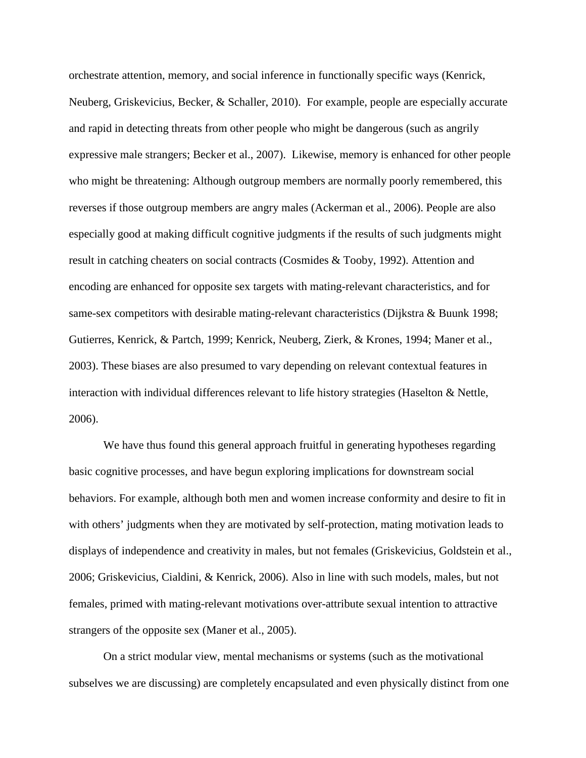orchestrate attention, memory, and social inference in functionally specific ways (Kenrick, Neuberg, Griskevicius, Becker, & Schaller, 2010). For example, people are especially accurate and rapid in detecting threats from other people who might be dangerous (such as angrily expressive male strangers; Becker et al., 2007). Likewise, memory is enhanced for other people who might be threatening: Although outgroup members are normally poorly remembered, this reverses if those outgroup members are angry males (Ackerman et al., 2006). People are also especially good at making difficult cognitive judgments if the results of such judgments might result in catching cheaters on social contracts (Cosmides & Tooby, 1992). Attention and encoding are enhanced for opposite sex targets with mating-relevant characteristics, and for same-sex competitors with desirable mating-relevant characteristics (Dijkstra & Buunk 1998; Gutierres, Kenrick, & Partch, 1999; Kenrick, Neuberg, Zierk, & Krones, 1994; Maner et al., 2003). These biases are also presumed to vary depending on relevant contextual features in interaction with individual differences relevant to life history strategies (Haselton & Nettle, 2006).

We have thus found this general approach fruitful in generating hypotheses regarding basic cognitive processes, and have begun exploring implications for downstream social behaviors. For example, although both men and women increase conformity and desire to fit in with others' judgments when they are motivated by self-protection, mating motivation leads to displays of independence and creativity in males, but not females (Griskevicius, Goldstein et al., 2006; Griskevicius, Cialdini, & Kenrick, 2006). Also in line with such models, males, but not females, primed with mating-relevant motivations over-attribute sexual intention to attractive strangers of the opposite sex (Maner et al., 2005).

On a strict modular view, mental mechanisms or systems (such as the motivational subselves we are discussing) are completely encapsulated and even physically distinct from one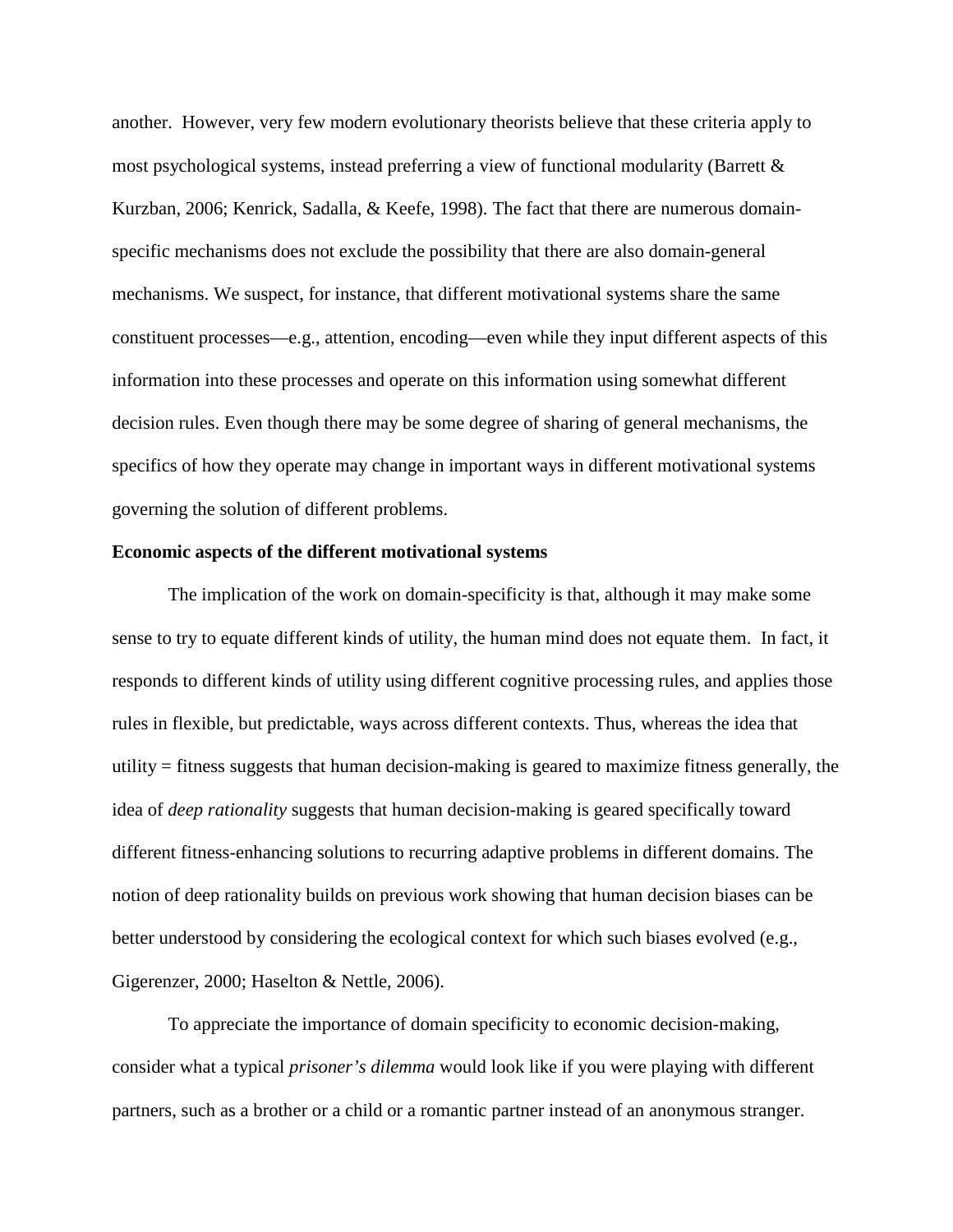another. However, very few modern evolutionary theorists believe that these criteria apply to most psychological systems, instead preferring a view of functional modularity (Barrett & Kurzban, 2006; Kenrick, Sadalla, & Keefe, 1998). The fact that there are numerous domain-specific mechanisms does not exclude the possibility that there are also domain-general mechanisms. We suspect, for instance, that different motivational systems share the same constituent processes—e.g., attention, encoding—even while they input different aspects of this information into these processes and operate on this information using somewhat different decision rules. Even though there may be some degree of sharing of general mechanisms, the specifics of how they operate may change in important ways in different motivational systems governing the solution of different problems.

**Economic aspects of the different motivational systems**

The implication of the work on domain-specificity is that, although it may make some sense to try to equate different kinds of utility, the human mind does not equate them. In fact, it responds to different kinds of utility using different cognitive processing rules, and applies those rules in flexible, but predictable, ways across different contexts. Thus, whereas the idea that utility = fitness suggests that human decision-making is geared to maximize fitness generally, the idea of *deep rationality* suggests that human decision-making is geared specifically toward different fitness-enhancing solutions to recurring adaptive problems in different domains. The notion of deep rationality builds on previous work showing that human decision biases can be better understood by considering the ecological context for which such biases evolved (e.g., Gigerenzer, 2000; Haselton & Nettle, 2006).

To appreciate the importance of domain specificity to economic decision-making, consider what a typical *prisoner's dilemma* would look like if you were playing with different partners, such as a brother or a child or a romantic partner instead of an anonymous stranger.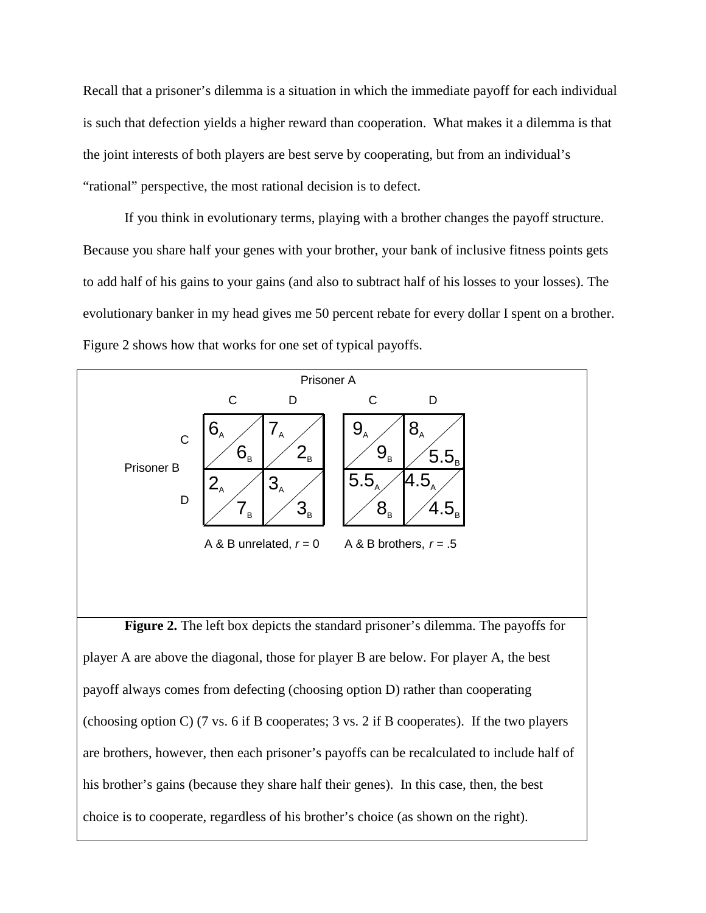Recall that a prisoner's dilemma is a situation in which the immediate payoff for each individual is such that defection yields a higher reward than cooperation. What makes it a dilemma is that the joint interests of both players are best serve by cooperating, but from an individual's "rational" perspective, the most rational decision is to defect.

If you think in evolutionary terms, playing with a brother changes the payoff structure. Because you share half your genes with your brother, your bank of inclusive fitness points gets to add half of his gains to your gains (and also to subtract half of his losses to your losses). The evolutionary banker in my head gives me 50 percent rebate for every dollar I spent on a brother. Figure 2 shows how that works for one set of typical payoffs.

Prisoner A

**A & B unrelated, $r = 0$**

| Prisoner B | A: C | A: D |
|---|---|---|
| C | $6_A$ / $6_B$ | $7_A$ / $2_B$ |
| D | $2_A$ / $7_B$ | $3_A$ / $3_B$ |

**A & B brothers, $r = .5$**

| Prisoner B | A: C | A: D |
|---|---|---|
| C | $9_A$ / $9_B$ | $8_A$ / $5.5_B$ |
| D | $5.5_A$ / $8_B$ | $4.5_A$ / $4.5_B$ |

**Figure 2.** The left box depicts the standard prisoner's dilemma. The payoffs for player A are above the diagonal, those for player B are below. For player A, the best payoff always comes from defecting (choosing option D) rather than cooperating (choosing option C) (7 vs. 6 if B cooperates; 3 vs. 2 if B cooperates). If the two players are brothers, however, then each prisoner's payoffs can be recalculated to include half of his brother's gains (because they share half their genes). In this case, then, the best choice is to cooperate, regardless of his brother's choice (as shown on the right).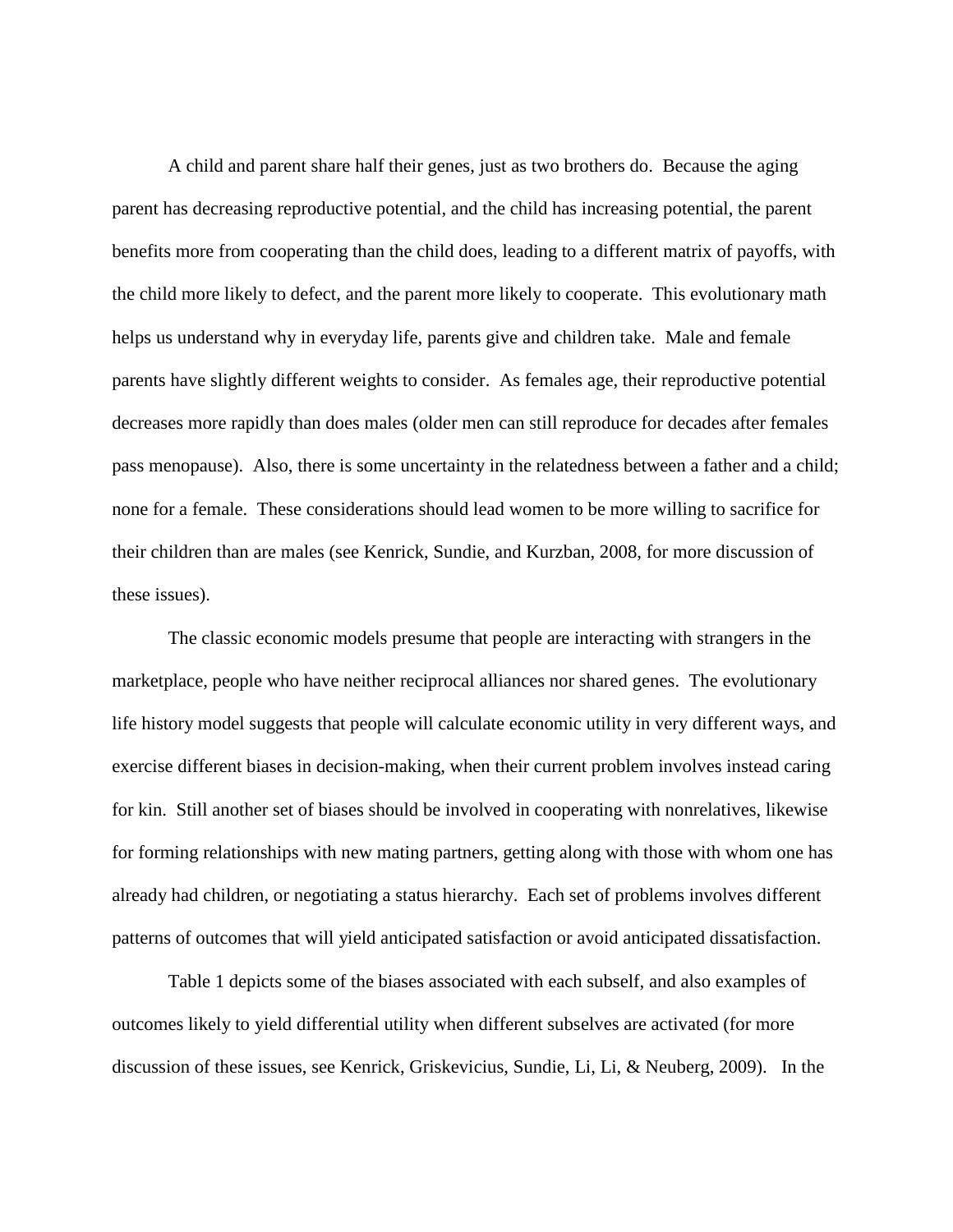A child and parent share half their genes, just as two brothers do. Because the aging parent has decreasing reproductive potential, and the child has increasing potential, the parent benefits more from cooperating than the child does, leading to a different matrix of payoffs, with the child more likely to defect, and the parent more likely to cooperate. This evolutionary math helps us understand why in everyday life, parents give and children take. Male and female parents have slightly different weights to consider. As females age, their reproductive potential decreases more rapidly than does males (older men can still reproduce for decades after females pass menopause). Also, there is some uncertainty in the relatedness between a father and a child; none for a female. These considerations should lead women to be more willing to sacrifice for their children than are males (see Kenrick, Sundie, and Kurzban, 2008, for more discussion of these issues).

The classic economic models presume that people are interacting with strangers in the marketplace, people who have neither reciprocal alliances nor shared genes. The evolutionary life history model suggests that people will calculate economic utility in very different ways, and exercise different biases in decision-making, when their current problem involves instead caring for kin. Still another set of biases should be involved in cooperating with nonrelatives, likewise for forming relationships with new mating partners, getting along with those with whom one has already had children, or negotiating a status hierarchy. Each set of problems involves different patterns of outcomes that will yield anticipated satisfaction or avoid anticipated dissatisfaction.

Table 1 depicts some of the biases associated with each subself, and also examples of outcomes likely to yield differential utility when different subselves are activated (for more discussion of these issues, see Kenrick, Griskevicius, Sundie, Li, Li, & Neuberg, 2009). In the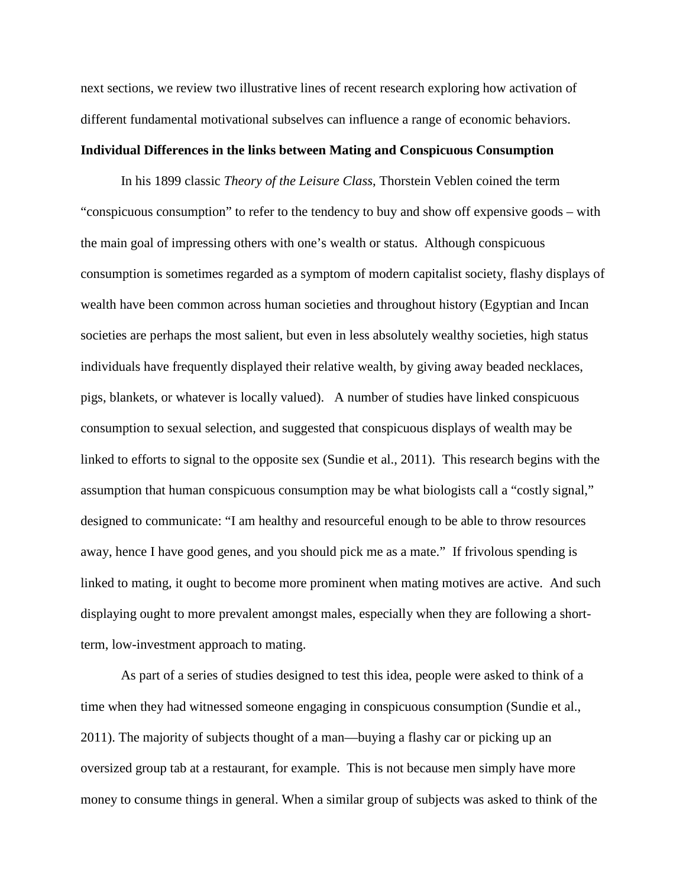next sections, we review two illustrative lines of recent research exploring how activation of different fundamental motivational subselves can influence a range of economic behaviors.

**Individual Differences in the links between Mating and Conspicuous Consumption**

In his 1899 classic *Theory of the Leisure Class*, Thorstein Veblen coined the term "conspicuous consumption" to refer to the tendency to buy and show off expensive goods – with the main goal of impressing others with one's wealth or status. Although conspicuous consumption is sometimes regarded as a symptom of modern capitalist society, flashy displays of wealth have been common across human societies and throughout history (Egyptian and Incan societies are perhaps the most salient, but even in less absolutely wealthy societies, high status individuals have frequently displayed their relative wealth, by giving away beaded necklaces, pigs, blankets, or whatever is locally valued). A number of studies have linked conspicuous consumption to sexual selection, and suggested that conspicuous displays of wealth may be linked to efforts to signal to the opposite sex (Sundie et al., 2011). This research begins with the assumption that human conspicuous consumption may be what biologists call a "costly signal," designed to communicate: "I am healthy and resourceful enough to be able to throw resources away, hence I have good genes, and you should pick me as a mate." If frivolous spending is linked to mating, it ought to become more prominent when mating motives are active. And such displaying ought to more prevalent amongst males, especially when they are following a short-term, low-investment approach to mating.

As part of a series of studies designed to test this idea, people were asked to think of a time when they had witnessed someone engaging in conspicuous consumption (Sundie et al., 2011). The majority of subjects thought of a man—buying a flashy car or picking up an oversized group tab at a restaurant, for example. This is not because men simply have more money to consume things in general. When a similar group of subjects was asked to think of the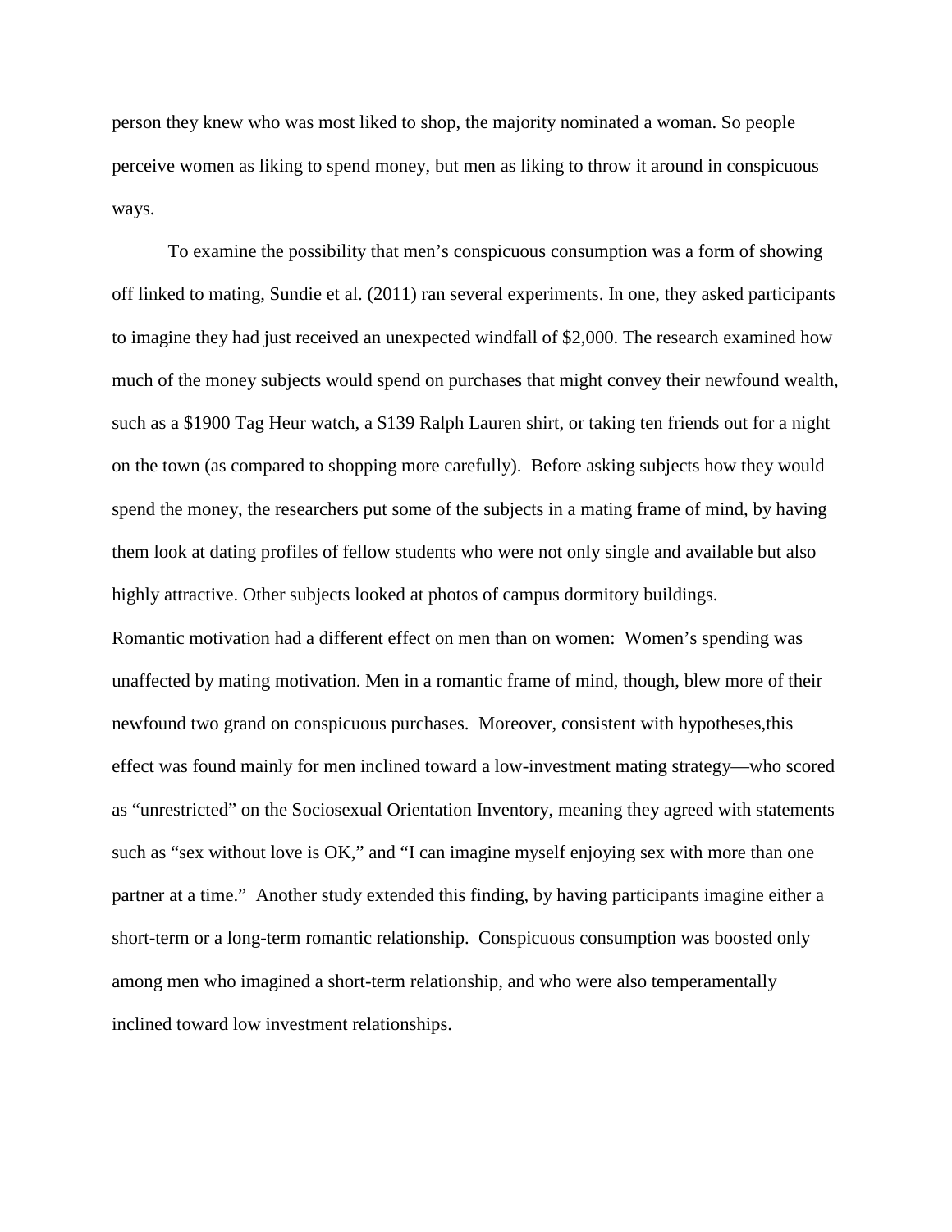person they knew who was most liked to shop, the majority nominated a woman. So people perceive women as liking to spend money, but men as liking to throw it around in conspicuous ways.

To examine the possibility that men's conspicuous consumption was a form of showing off linked to mating, Sundie et al. (2011) ran several experiments. In one, they asked participants to imagine they had just received an unexpected windfall of $2,000. The research examined how much of the money subjects would spend on purchases that might convey their newfound wealth, such as a $1900 Tag Heur watch, a $139 Ralph Lauren shirt, or taking ten friends out for a night on the town (as compared to shopping more carefully). Before asking subjects how they would spend the money, the researchers put some of the subjects in a mating frame of mind, by having them look at dating profiles of fellow students who were not only single and available but also highly attractive. Other subjects looked at photos of campus dormitory buildings.

Romantic motivation had a different effect on men than on women: Women's spending was unaffected by mating motivation. Men in a romantic frame of mind, though, blew more of their newfound two grand on conspicuous purchases. Moreover, consistent with hypotheses,this effect was found mainly for men inclined toward a low-investment mating strategy—who scored as "unrestricted" on the Sociosexual Orientation Inventory, meaning they agreed with statements such as "sex without love is OK," and "I can imagine myself enjoying sex with more than one partner at a time." Another study extended this finding, by having participants imagine either a short-term or a long-term romantic relationship. Conspicuous consumption was boosted only among men who imagined a short-term relationship, and who were also temperamentally inclined toward low investment relationships.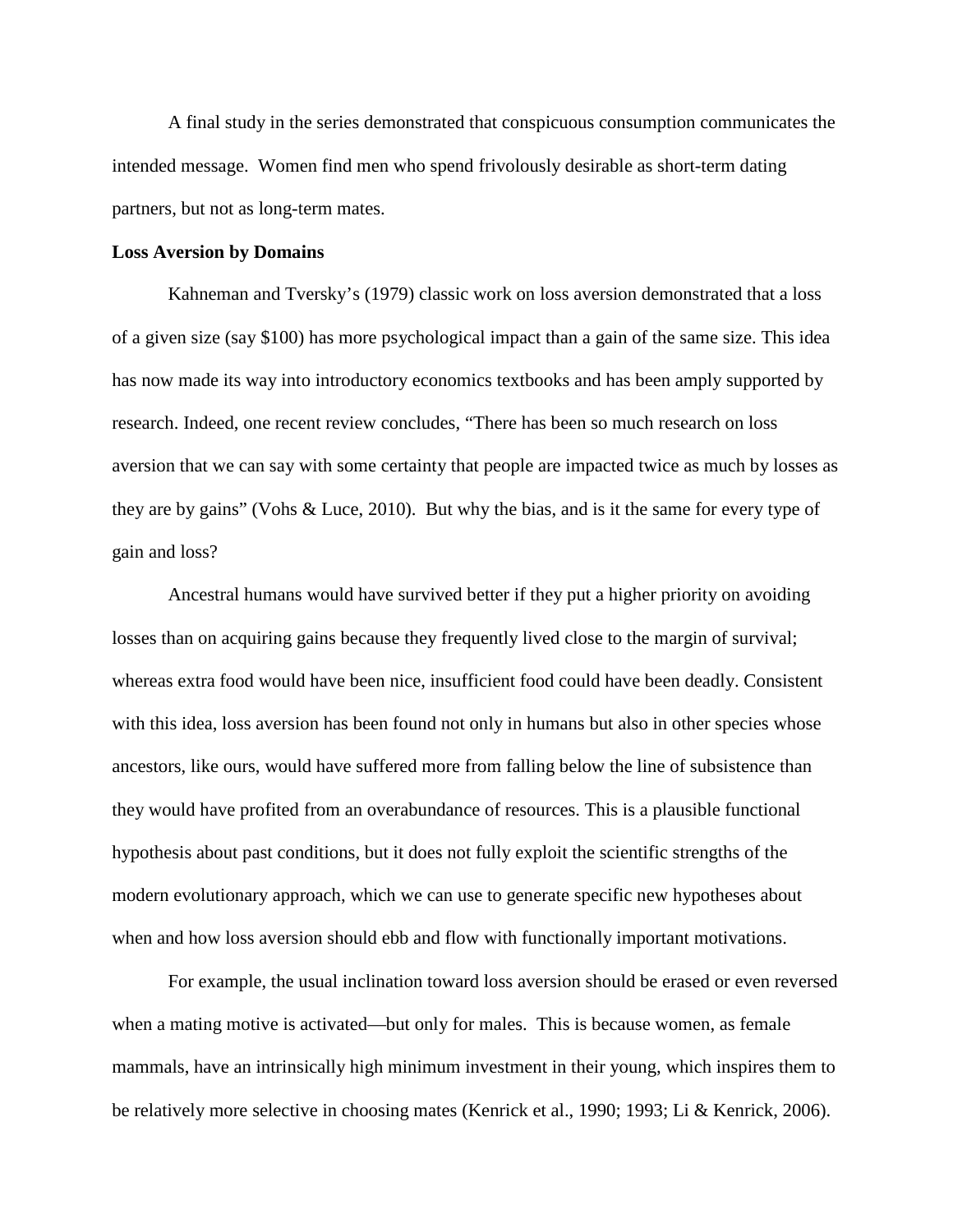A final study in the series demonstrated that conspicuous consumption communicates the intended message. Women find men who spend frivolously desirable as short-term dating partners, but not as long-term mates.

**Loss Aversion by Domains**

Kahneman and Tversky's (1979) classic work on loss aversion demonstrated that a loss of a given size (say $100) has more psychological impact than a gain of the same size. This idea has now made its way into introductory economics textbooks and has been amply supported by research. Indeed, one recent review concludes, "There has been so much research on loss aversion that we can say with some certainty that people are impacted twice as much by losses as they are by gains" (Vohs & Luce, 2010). But why the bias, and is it the same for every type of gain and loss?

Ancestral humans would have survived better if they put a higher priority on avoiding losses than on acquiring gains because they frequently lived close to the margin of survival; whereas extra food would have been nice, insufficient food could have been deadly. Consistent with this idea, loss aversion has been found not only in humans but also in other species whose ancestors, like ours, would have suffered more from falling below the line of subsistence than they would have profited from an overabundance of resources. This is a plausible functional hypothesis about past conditions, but it does not fully exploit the scientific strengths of the modern evolutionary approach, which we can use to generate specific new hypotheses about when and how loss aversion should ebb and flow with functionally important motivations.

For example, the usual inclination toward loss aversion should be erased or even reversed when a mating motive is activated—but only for males. This is because women, as female mammals, have an intrinsically high minimum investment in their young, which inspires them to be relatively more selective in choosing mates (Kenrick et al., 1990; 1993; Li & Kenrick, 2006).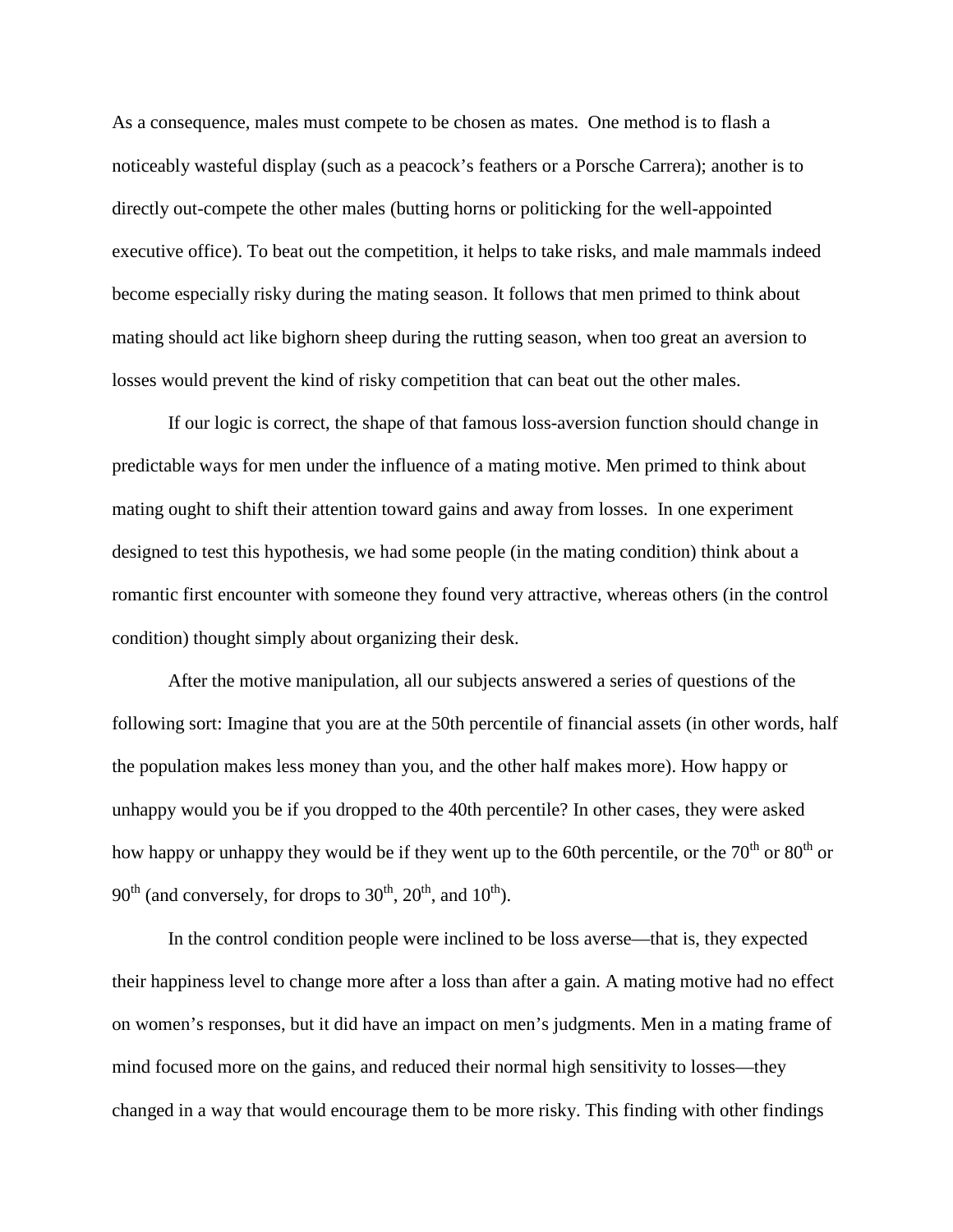As a consequence, males must compete to be chosen as mates. One method is to flash a noticeably wasteful display (such as a peacock's feathers or a Porsche Carrera); another is to directly out-compete the other males (butting horns or politicking for the well-appointed executive office). To beat out the competition, it helps to take risks, and male mammals indeed become especially risky during the mating season. It follows that men primed to think about mating should act like bighorn sheep during the rutting season, when too great an aversion to losses would prevent the kind of risky competition that can beat out the other males.

If our logic is correct, the shape of that famous loss-aversion function should change in predictable ways for men under the influence of a mating motive. Men primed to think about mating ought to shift their attention toward gains and away from losses. In one experiment designed to test this hypothesis, we had some people (in the mating condition) think about a romantic first encounter with someone they found very attractive, whereas others (in the control condition) thought simply about organizing their desk.

After the motive manipulation, all our subjects answered a series of questions of the following sort: Imagine that you are at the 50th percentile of financial assets (in other words, half the population makes less money than you, and the other half makes more). How happy or unhappy would you be if you dropped to the 40th percentile? In other cases, they were asked how happy or unhappy they would be if they went up to the 60th percentile, or the 70th or 80th or 90th (and conversely, for drops to 30th, 20th, and 10th).

In the control condition people were inclined to be loss averse—that is, they expected their happiness level to change more after a loss than after a gain. A mating motive had no effect on women's responses, but it did have an impact on men's judgments. Men in a mating frame of mind focused more on the gains, and reduced their normal high sensitivity to losses—they changed in a way that would encourage them to be more risky. This finding with other findings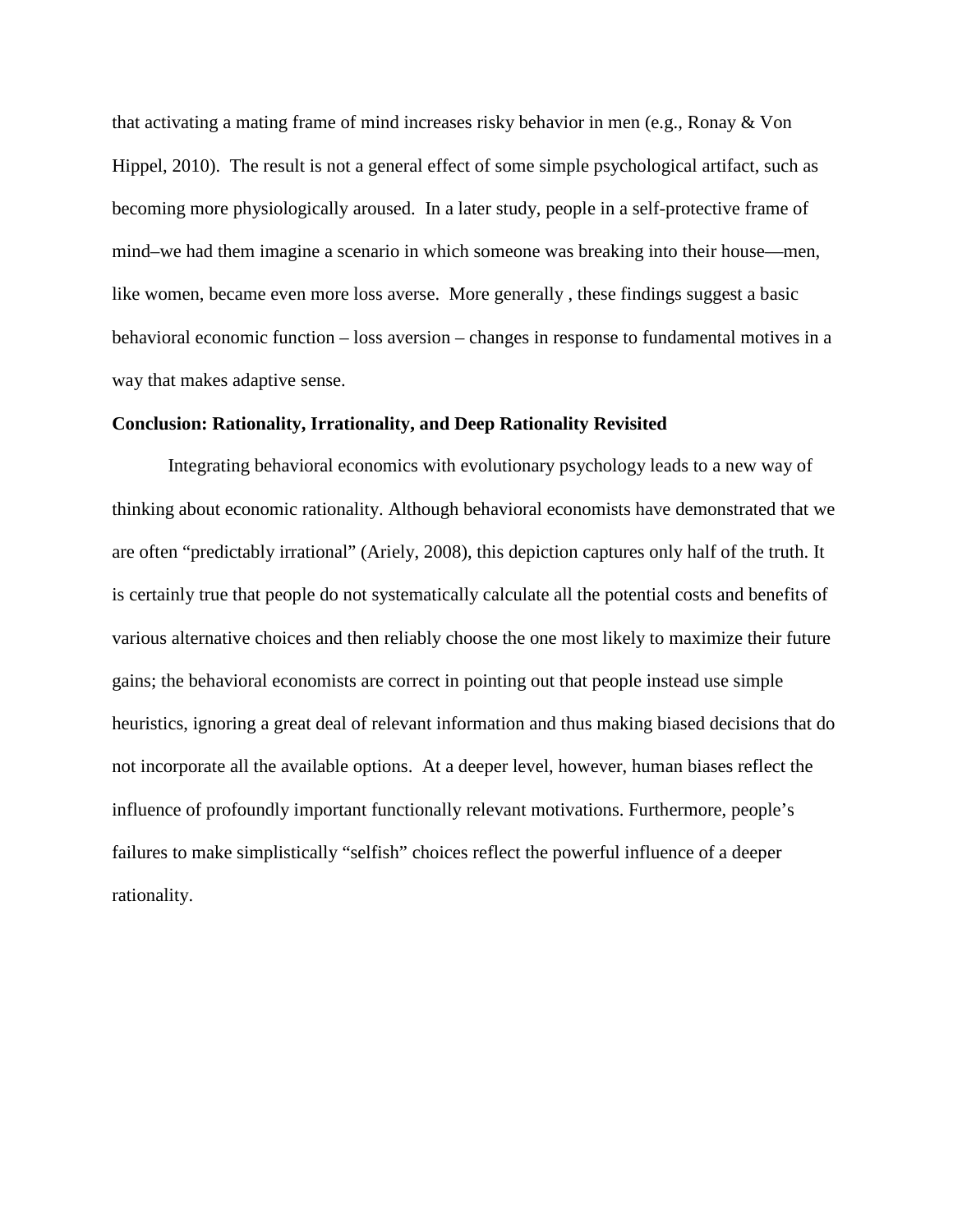that activating a mating frame of mind increases risky behavior in men (e.g., Ronay & Von Hippel, 2010). The result is not a general effect of some simple psychological artifact, such as becoming more physiologically aroused. In a later study, people in a self-protective frame of mind–we had them imagine a scenario in which someone was breaking into their house—men, like women, became even more loss averse. More generally , these findings suggest a basic behavioral economic function – loss aversion – changes in response to fundamental motives in a way that makes adaptive sense.

**Conclusion: Rationality, Irrationality, and Deep Rationality Revisited**

Integrating behavioral economics with evolutionary psychology leads to a new way of thinking about economic rationality. Although behavioral economists have demonstrated that we are often "predictably irrational" (Ariely, 2008), this depiction captures only half of the truth. It is certainly true that people do not systematically calculate all the potential costs and benefits of various alternative choices and then reliably choose the one most likely to maximize their future gains; the behavioral economists are correct in pointing out that people instead use simple heuristics, ignoring a great deal of relevant information and thus making biased decisions that do not incorporate all the available options. At a deeper level, however, human biases reflect the influence of profoundly important functionally relevant motivations. Furthermore, people's failures to make simplistically "selfish" choices reflect the powerful influence of a deeper rationality.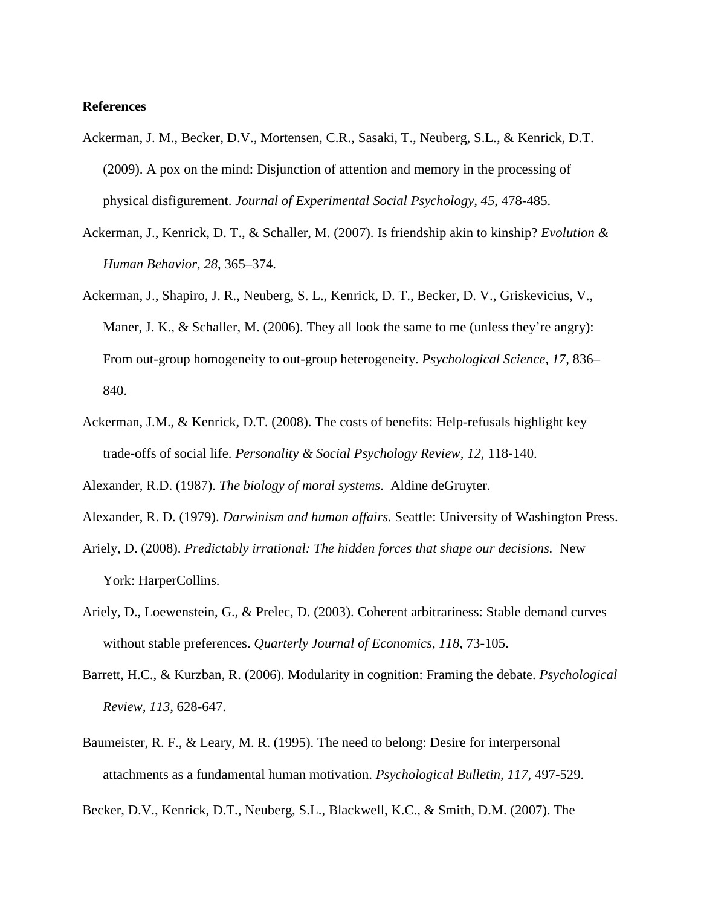**References**

Ackerman, J. M., Becker, D.V., Mortensen, C.R., Sasaki, T., Neuberg, S.L., & Kenrick, D.T. (2009). A pox on the mind: Disjunction of attention and memory in the processing of physical disfigurement. *Journal of Experimental Social Psychology, 45*, 478-485.

Ackerman, J., Kenrick, D. T., & Schaller, M. (2007). Is friendship akin to kinship? *Evolution & Human Behavior, 28*, 365–374.

Ackerman, J., Shapiro, J. R., Neuberg, S. L., Kenrick, D. T., Becker, D. V., Griskevicius, V., Maner, J. K., & Schaller, M. (2006). They all look the same to me (unless they're angry): From out-group homogeneity to out-group heterogeneity. *Psychological Science, 17*, 836–840.

Ackerman, J.M., & Kenrick, D.T. (2008). The costs of benefits: Help-refusals highlight key trade-offs of social life. *Personality & Social Psychology Review, 12*, 118-140.

Alexander, R.D. (1987). *The biology of moral systems*. Aldine deGruyter.

Alexander, R. D. (1979). *Darwinism and human affairs.* Seattle: University of Washington Press.

Ariely, D. (2008). *Predictably irrational: The hidden forces that shape our decisions.* New York: HarperCollins.

Ariely, D., Loewenstein, G., & Prelec, D. (2003). Coherent arbitrariness: Stable demand curves without stable preferences. *Quarterly Journal of Economics, 118*, 73-105.

Barrett, H.C., & Kurzban, R. (2006). Modularity in cognition: Framing the debate. *Psychological Review, 113*, 628-647.

Baumeister, R. F., & Leary, M. R. (1995). The need to belong: Desire for interpersonal attachments as a fundamental human motivation. *Psychological Bulletin, 117*, 497-529.

Becker, D.V., Kenrick, D.T., Neuberg, S.L., Blackwell, K.C., & Smith, D.M. (2007). The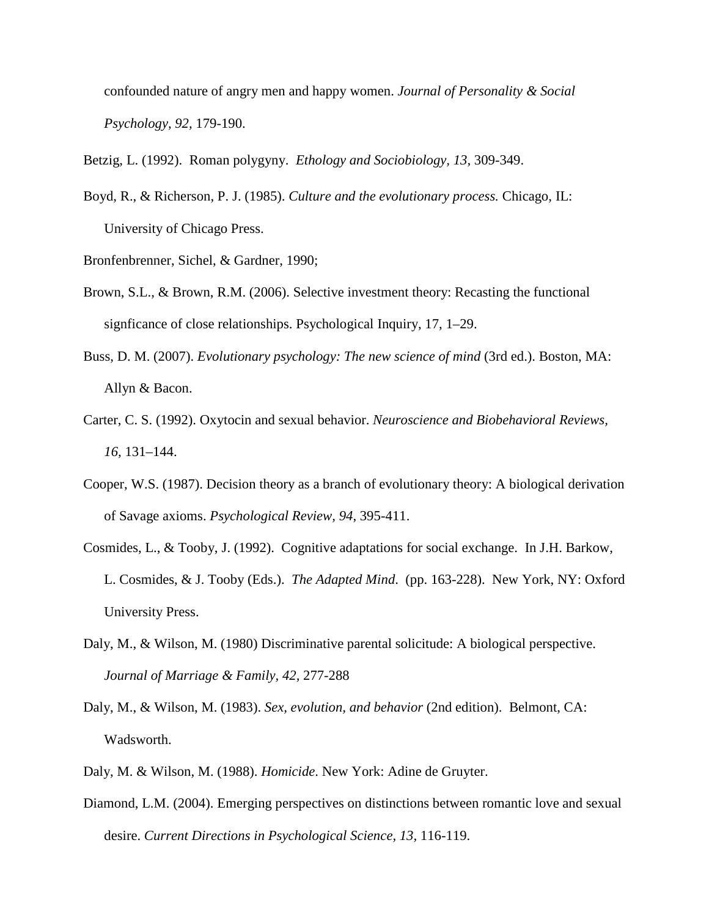confounded nature of angry men and happy women. *Journal of Personality & Social Psychology, 92*, 179-190.

Betzig, L. (1992). Roman polygyny. *Ethology and Sociobiology, 13,* 309-349.

Boyd, R., & Richerson, P. J. (1985). *Culture and the evolutionary process.* Chicago, IL: University of Chicago Press.

Bronfenbrenner, Sichel, & Gardner, 1990;

Brown, S.L., & Brown, R.M. (2006). Selective investment theory: Recasting the functional signficance of close relationships. Psychological Inquiry, 17, 1–29.

Buss, D. M. (2007). *Evolutionary psychology: The new science of mind* (3rd ed.). Boston, MA: Allyn & Bacon.

Carter, C. S. (1992). Oxytocin and sexual behavior. *Neuroscience and Biobehavioral Reviews, 16,* 131–144.

Cooper, W.S. (1987). Decision theory as a branch of evolutionary theory: A biological derivation of Savage axioms. *Psychological Review, 94*, 395-411.

Cosmides, L., & Tooby, J. (1992). Cognitive adaptations for social exchange. In J.H. Barkow, L. Cosmides, & J. Tooby (Eds.). *The Adapted Mind*. (pp. 163-228). New York, NY: Oxford University Press.

Daly, M., & Wilson, M. (1980) Discriminative parental solicitude: A biological perspective. *Journal of Marriage & Family, 42,* 277-288

Daly, M., & Wilson, M. (1983). *Sex, evolution, and behavior* (2nd edition). Belmont, CA: Wadsworth.

Daly, M. & Wilson, M. (1988). *Homicide*. New York: Adine de Gruyter.

Diamond, L.M. (2004). Emerging perspectives on distinctions between romantic love and sexual desire. *Current Directions in Psychological Science, 13,* 116-119.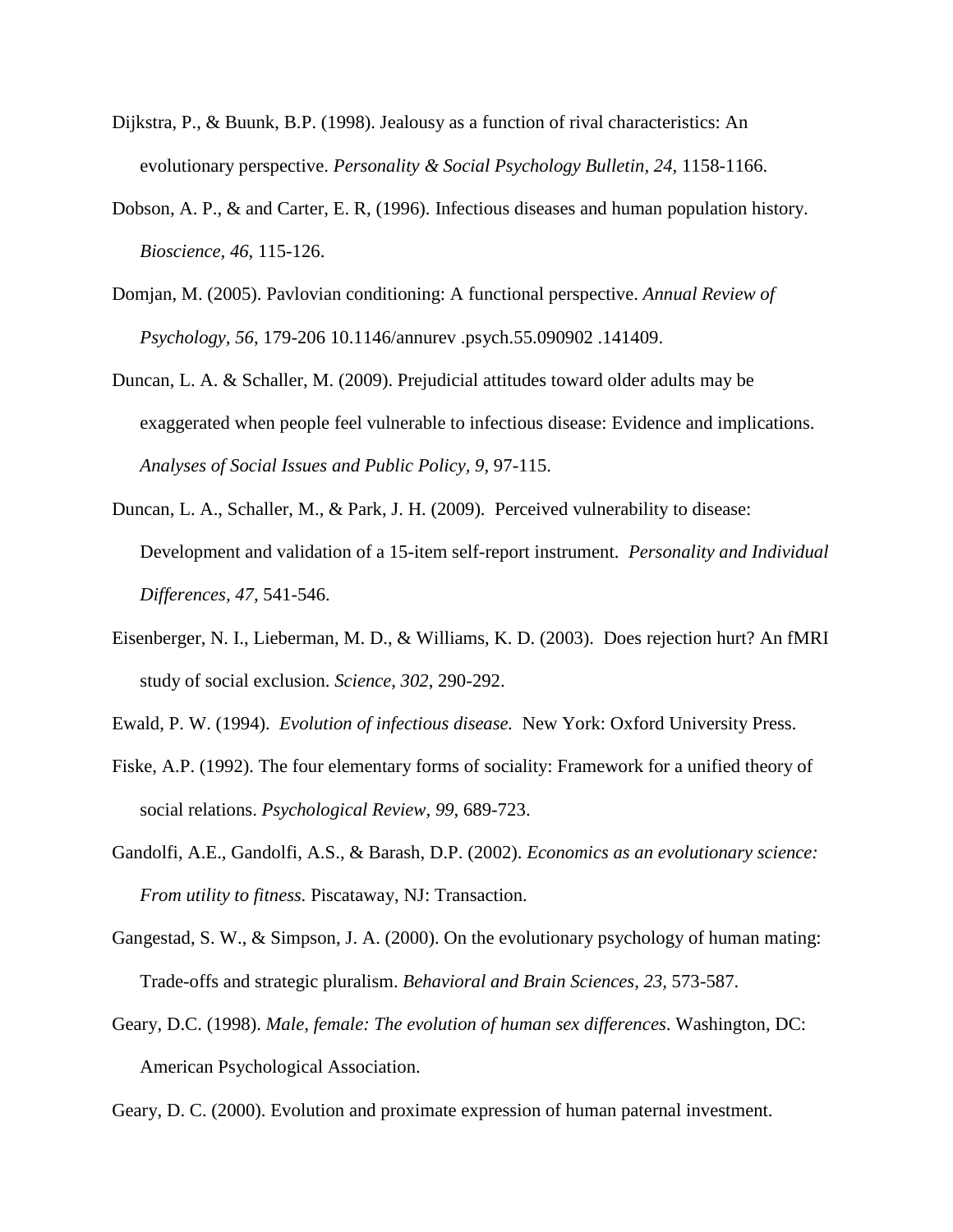Dijkstra, P., & Buunk, B.P. (1998). Jealousy as a function of rival characteristics: An evolutionary perspective. *Personality & Social Psychology Bulletin, 24,* 1158-1166.

Dobson, A. P., & and Carter, E. R, (1996). Infectious diseases and human population history. *Bioscience, 46*, 115-126.

Domjan, M. (2005). Pavlovian conditioning: A functional perspective. *Annual Review of Psychology, 56*, 179-206 10.1146/annurev .psych.55.090902 .141409.

Duncan, L. A. & Schaller, M. (2009). Prejudicial attitudes toward older adults may be exaggerated when people feel vulnerable to infectious disease: Evidence and implications. *Analyses of Social Issues and Public Policy, 9,* 97-115.

Duncan, L. A., Schaller, M., & Park, J. H. (2009). Perceived vulnerability to disease: Development and validation of a 15-item self-report instrument. *Personality and Individual Differences, 47,* 541-546.

Eisenberger, N. I., Lieberman, M. D., & Williams, K. D. (2003). Does rejection hurt? An fMRI study of social exclusion. *Science, 302*, 290-292.

Ewald, P. W. (1994). *Evolution of infectious disease.* New York: Oxford University Press.

Fiske, A.P. (1992). The four elementary forms of sociality: Framework for a unified theory of social relations. *Psychological Review, 99,* 689-723.

Gandolfi, A.E., Gandolfi, A.S., & Barash, D.P. (2002). *Economics as an evolutionary science: From utility to fitness.* Piscataway, NJ: Transaction.

Gangestad, S. W., & Simpson, J. A. (2000). On the evolutionary psychology of human mating: Trade-offs and strategic pluralism. *Behavioral and Brain Sciences*, *23*, 573-587.

Geary, D.C. (1998). *Male, female: The evolution of human sex differences*. Washington, DC: American Psychological Association.

Geary, D. C. (2000). Evolution and proximate expression of human paternal investment.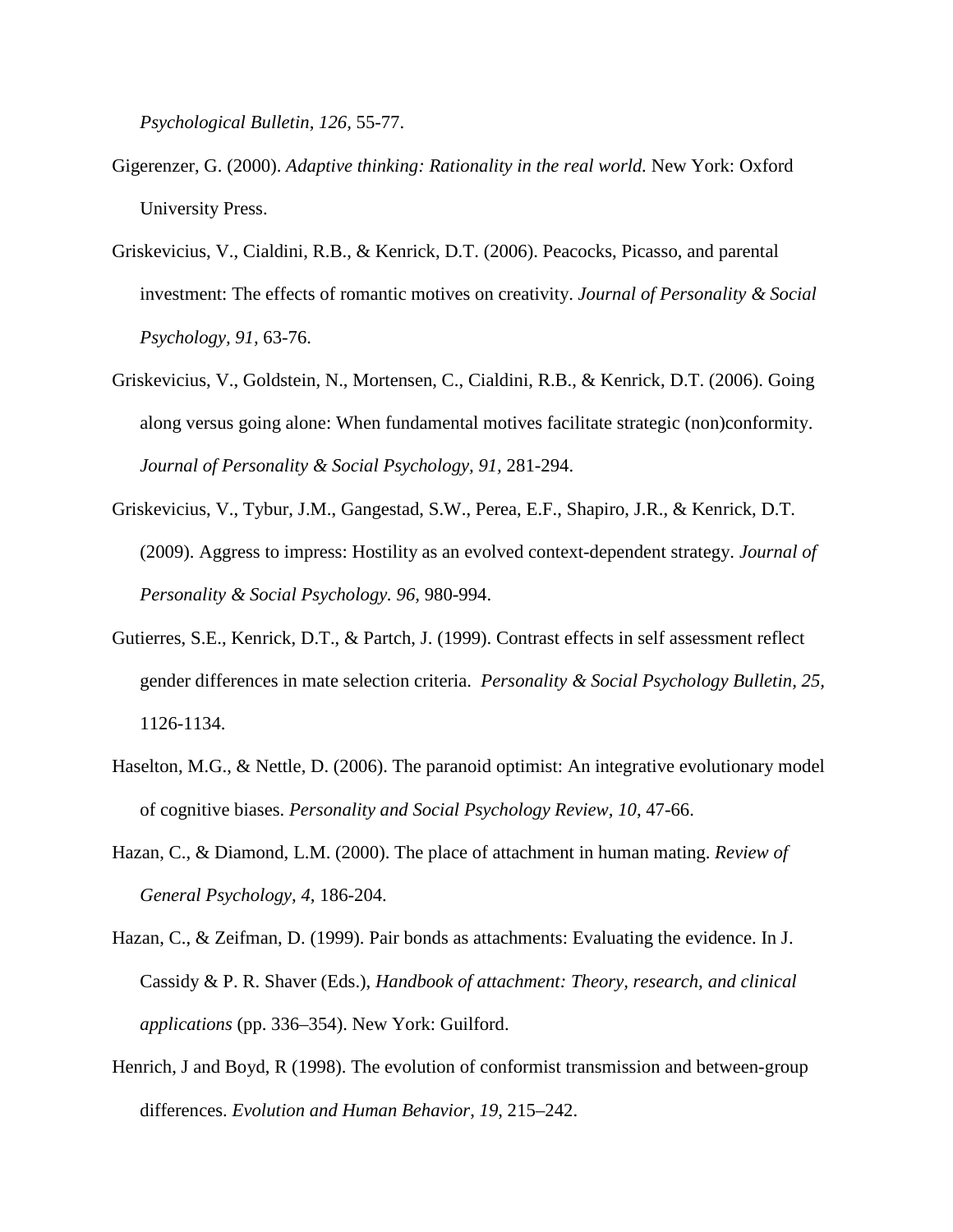*Psychological Bulletin, 126,* 55-77.

Gigerenzer, G. (2000). *Adaptive thinking: Rationality in the real world.* New York: Oxford University Press.

Griskevicius, V., Cialdini, R.B., & Kenrick, D.T. (2006). Peacocks, Picasso, and parental investment: The effects of romantic motives on creativity. *Journal of Personality & Social Psychology, 91*, 63-76.

Griskevicius, V., Goldstein, N., Mortensen, C., Cialdini, R.B., & Kenrick, D.T. (2006). Going along versus going alone: When fundamental motives facilitate strategic (non)conformity. *Journal of Personality & Social Psychology, 91,* 281-294.

Griskevicius, V., Tybur, J.M., Gangestad, S.W., Perea, E.F., Shapiro, J.R., & Kenrick, D.T. (2009). Aggress to impress: Hostility as an evolved context-dependent strategy. *Journal of Personality & Social Psychology. 96,* 980-994.

Gutierres, S.E., Kenrick, D.T., & Partch, J. (1999). Contrast effects in self assessment reflect gender differences in mate selection criteria. *Personality & Social Psychology Bulletin, 25,* 1126-1134.

Haselton, M.G., & Nettle, D. (2006). The paranoid optimist: An integrative evolutionary model of cognitive biases. *Personality and Social Psychology Review, 10*, 47-66.

Hazan, C., & Diamond, L.M. (2000). The place of attachment in human mating. *Review of General Psychology, 4,* 186-204.

Hazan, C., & Zeifman, D. (1999). Pair bonds as attachments: Evaluating the evidence. In J. Cassidy & P. R. Shaver (Eds.), *Handbook of attachment: Theory, research, and clinical applications* (pp. 336–354). New York: Guilford.

Henrich, J and Boyd, R (1998). The evolution of conformist transmission and between-group differences. *Evolution and Human Behavior, 19*, 215–242.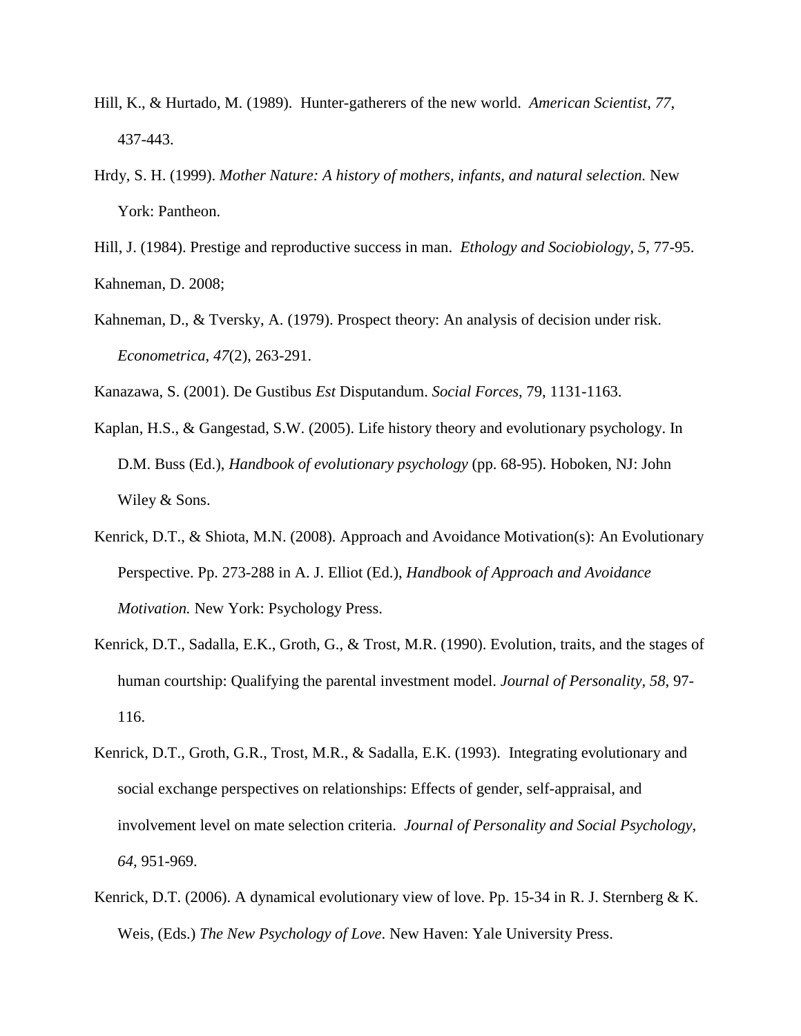Hill, K., & Hurtado, M. (1989). Hunter-gatherers of the new world. *American Scientist*, *77*, 437-443.

Hrdy, S. H. (1999). *Mother Nature: A history of mothers, infants, and natural selection.* New York: Pantheon.

Hill, J. (1984). Prestige and reproductive success in man. *Ethology and Sociobiology*, *5*, 77-95.

Kahneman, D. 2008;

Kahneman, D., & Tversky, A. (1979). Prospect theory: An analysis of decision under risk. *Econometrica*, *47*(2), 263-291.

Kanazawa, S. (2001). De Gustibus *Est* Disputandum. *Social Forces*, 79, 1131-1163.

Kaplan, H.S., & Gangestad, S.W. (2005). Life history theory and evolutionary psychology. In D.M. Buss (Ed.), *Handbook of evolutionary psychology* (pp. 68-95). Hoboken, NJ: John Wiley & Sons.

Kenrick, D.T., & Shiota, M.N. (2008). Approach and Avoidance Motivation(s): An Evolutionary Perspective. Pp. 273-288 in A. J. Elliot (Ed.), *Handbook of Approach and Avoidance Motivation.* New York: Psychology Press.

Kenrick, D.T., Sadalla, E.K., Groth, G., & Trost, M.R. (1990). Evolution, traits, and the stages of human courtship: Qualifying the parental investment model. *Journal of Personality, 58*, 97-116.

Kenrick, D.T., Groth, G.R., Trost, M.R., & Sadalla, E.K. (1993). Integrating evolutionary and social exchange perspectives on relationships: Effects of gender, self-appraisal, and involvement level on mate selection criteria. *Journal of Personality and Social Psychology, 64*, 951-969.

Kenrick, D.T. (2006). A dynamical evolutionary view of love. Pp. 15-34 in R. J. Sternberg & K. Weis, (Eds.) *The New Psychology of Love*. New Haven: Yale University Press.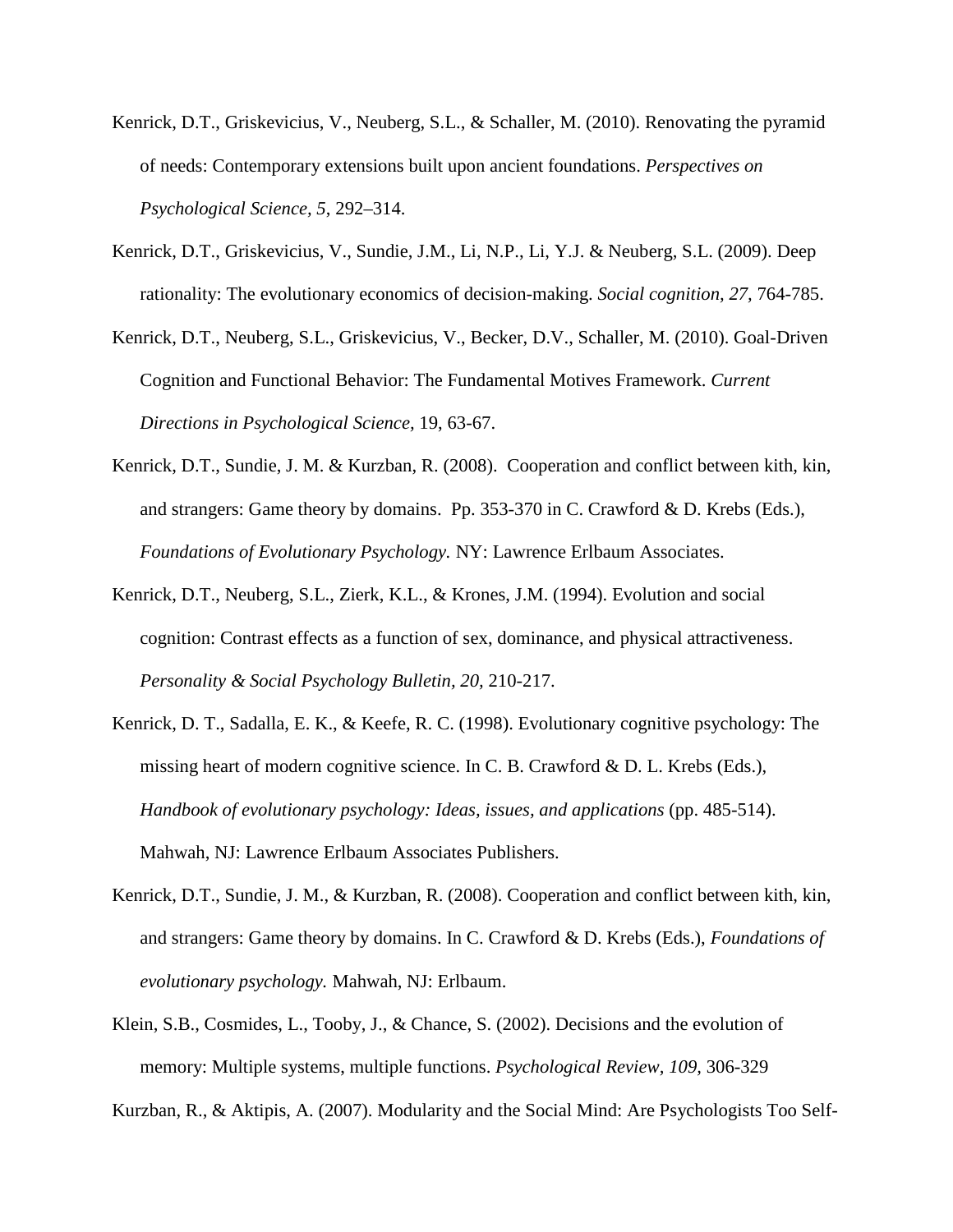Kenrick, D.T., Griskevicius, V., Neuberg, S.L., & Schaller, M. (2010). Renovating the pyramid of needs: Contemporary extensions built upon ancient foundations. *Perspectives on Psychological Science, 5*, 292–314.

Kenrick, D.T., Griskevicius, V., Sundie, J.M., Li, N.P., Li, Y.J. & Neuberg, S.L. (2009). Deep rationality: The evolutionary economics of decision-making. *Social cognition, 27,* 764-785.

Kenrick, D.T., Neuberg, S.L., Griskevicius, V., Becker, D.V., Schaller, M. (2010). Goal-Driven Cognition and Functional Behavior: The Fundamental Motives Framework. *Current Directions in Psychological Science,* 19, 63-67.

Kenrick, D.T., Sundie, J. M. & Kurzban, R. (2008). Cooperation and conflict between kith, kin, and strangers: Game theory by domains. Pp. 353-370 in C. Crawford & D. Krebs (Eds.), *Foundations of Evolutionary Psychology.* NY: Lawrence Erlbaum Associates.

Kenrick, D.T., Neuberg, S.L., Zierk, K.L., & Krones, J.M. (1994). Evolution and social cognition: Contrast effects as a function of sex, dominance, and physical attractiveness. *Personality & Social Psychology Bulletin, 20,* 210-217.

Kenrick, D. T., Sadalla, E. K., & Keefe, R. C. (1998). Evolutionary cognitive psychology: The missing heart of modern cognitive science. In C. B. Crawford & D. L. Krebs (Eds.), *Handbook of evolutionary psychology: Ideas, issues, and applications* (pp. 485-514). Mahwah, NJ: Lawrence Erlbaum Associates Publishers.

Kenrick, D.T., Sundie, J. M., & Kurzban, R. (2008). Cooperation and conflict between kith, kin, and strangers: Game theory by domains. In C. Crawford & D. Krebs (Eds.), *Foundations of evolutionary psychology.* Mahwah, NJ: Erlbaum.

Klein, S.B., Cosmides, L., Tooby, J., & Chance, S. (2002). Decisions and the evolution of memory: Multiple systems, multiple functions. *Psychological Review, 109,* 306-329

Kurzban, R., & Aktipis, A. (2007). Modularity and the Social Mind: Are Psychologists Too Self-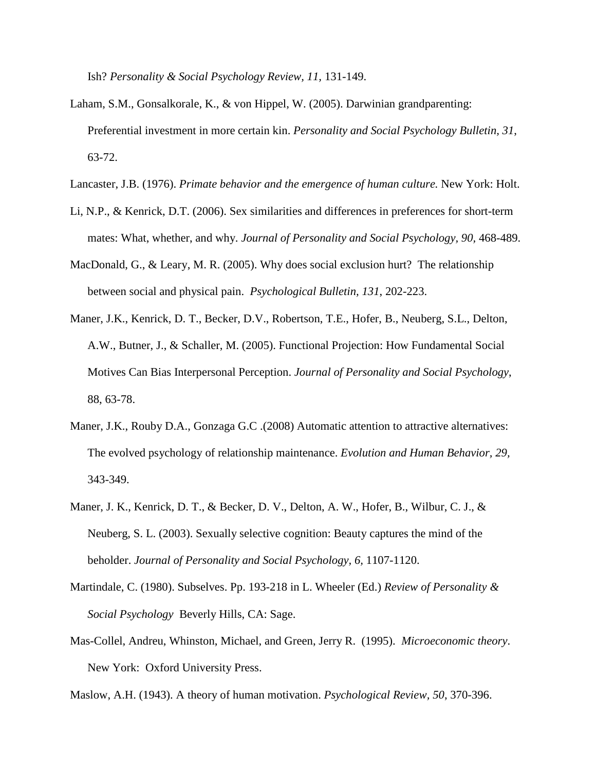Ish? *Personality & Social Psychology Review, 11,* 131-149.

Laham, S.M., Gonsalkorale, K., & von Hippel, W. (2005). Darwinian grandparenting: Preferential investment in more certain kin. *Personality and Social Psychology Bulletin, 31,* 63-72.

Lancaster, J.B. (1976). *Primate behavior and the emergence of human culture.* New York: Holt.

Li, N.P., & Kenrick, D.T. (2006). Sex similarities and differences in preferences for short-term mates: What, whether, and why. *Journal of Personality and Social Psychology, 90,* 468-489.

MacDonald, G., & Leary, M. R. (2005). Why does social exclusion hurt? The relationship between social and physical pain. *Psychological Bulletin, 131,* 202-223.

Maner, J.K., Kenrick, D. T., Becker, D.V., Robertson, T.E., Hofer, B., Neuberg, S.L., Delton, A.W., Butner, J., & Schaller, M. (2005). Functional Projection: How Fundamental Social Motives Can Bias Interpersonal Perception. *Journal of Personality and Social Psychology*, 88, 63-78.

Maner, J.K., Rouby D.A., Gonzaga G.C .(2008) Automatic attention to attractive alternatives: The evolved psychology of relationship maintenance. *Evolution and Human Behavior, 29,* 343-349.

Maner, J. K., Kenrick, D. T., & Becker, D. V., Delton, A. W., Hofer, B., Wilbur, C. J., & Neuberg, S. L. (2003). Sexually selective cognition: Beauty captures the mind of the beholder. *Journal of Personality and Social Psychology, 6,* 1107-1120.

Martindale, C. (1980). Subselves. Pp. 193-218 in L. Wheeler (Ed.) *Review of Personality & Social Psychology* Beverly Hills, CA: Sage.

Mas-Collel, Andreu, Whinston, Michael, and Green, Jerry R. (1995). *Microeconomic theory*. New York: Oxford University Press.

Maslow, A.H. (1943). A theory of human motivation. *Psychological Review, 50,* 370-396.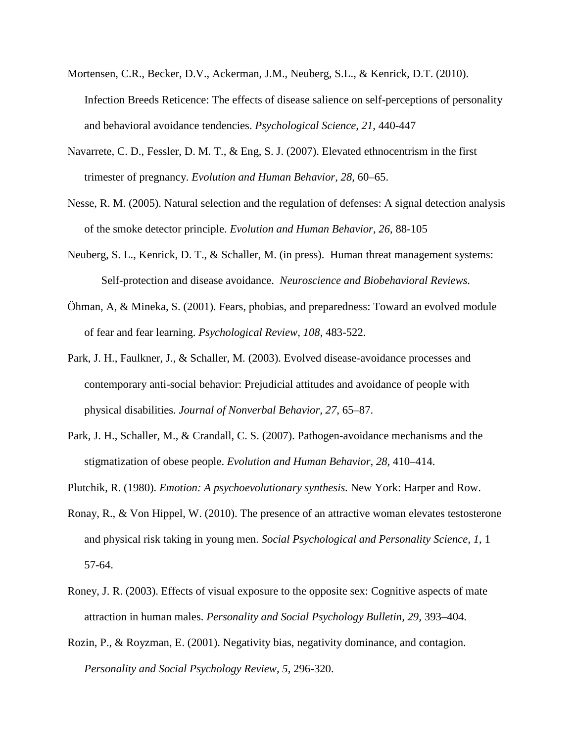Mortensen, C.R., Becker, D.V., Ackerman, J.M., Neuberg, S.L., & Kenrick, D.T. (2010). Infection Breeds Reticence: The effects of disease salience on self-perceptions of personality and behavioral avoidance tendencies. *Psychological Science, 21,* 440-447

Navarrete, C. D., Fessler, D. M. T., & Eng, S. J. (2007). Elevated ethnocentrism in the first trimester of pregnancy. *Evolution and Human Behavior, 28,* 60–65.

Nesse, R. M. (2005). Natural selection and the regulation of defenses: A signal detection analysis of the smoke detector principle. *Evolution and Human Behavior, 26*, 88-105

Neuberg, S. L., Kenrick, D. T., & Schaller, M. (in press). Human threat management systems: Self-protection and disease avoidance. *Neuroscience and Biobehavioral Reviews.*

Öhman, A, & Mineka, S. (2001). Fears, phobias, and preparedness: Toward an evolved module of fear and fear learning. *Psychological Review, 108*, 483-522.

Park, J. H., Faulkner, J., & Schaller, M. (2003). Evolved disease-avoidance processes and contemporary anti-social behavior: Prejudicial attitudes and avoidance of people with physical disabilities. *Journal of Nonverbal Behavior, 27,* 65–87.

Park, J. H., Schaller, M., & Crandall, C. S. (2007). Pathogen-avoidance mechanisms and the stigmatization of obese people. *Evolution and Human Behavior, 28,* 410–414.

Plutchik, R. (1980). *Emotion: A psychoevolutionary synthesis.* New York: Harper and Row.

Ronay, R., & Von Hippel, W. (2010). The presence of an attractive woman elevates testosterone and physical risk taking in young men. *Social Psychological and Personality Science, 1*, 1 57-64.

Roney, J. R. (2003). Effects of visual exposure to the opposite sex: Cognitive aspects of mate attraction in human males. *Personality and Social Psychology Bulletin, 29,* 393–404.

Rozin, P., & Royzman, E. (2001). Negativity bias, negativity dominance, and contagion. *Personality and Social Psychology Review, 5*, 296-320.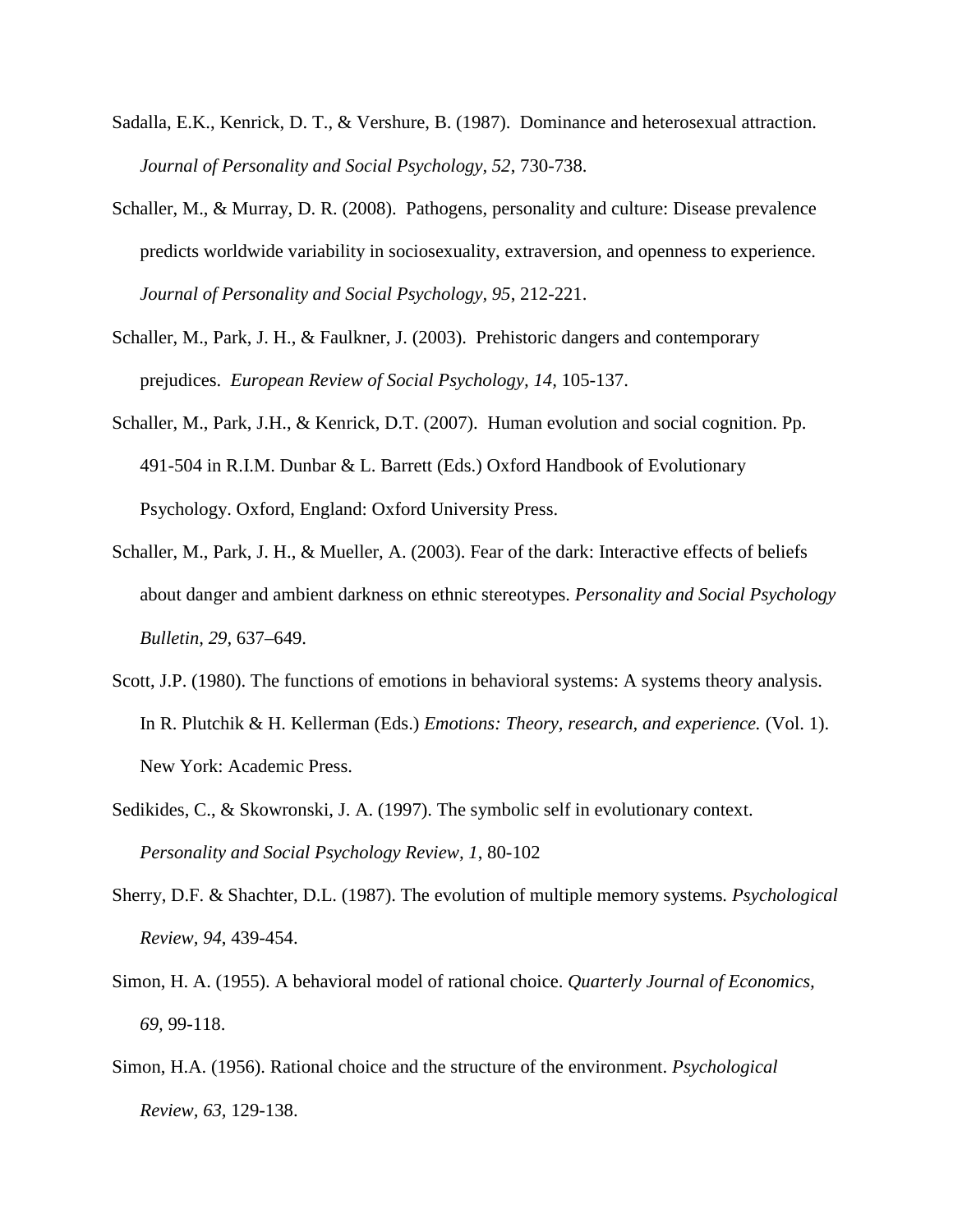Sadalla, E.K., Kenrick, D. T., & Vershure, B. (1987). Dominance and heterosexual attraction. *Journal of Personality and Social Psychology, 52*, 730-738.

Schaller, M., & Murray, D. R. (2008). Pathogens, personality and culture: Disease prevalence predicts worldwide variability in sociosexuality, extraversion, and openness to experience. *Journal of Personality and Social Psychology, 95*, 212-221.

Schaller, M., Park, J. H., & Faulkner, J. (2003). Prehistoric dangers and contemporary prejudices. *European Review of Social Psychology, 14*, 105-137.

Schaller, M., Park, J.H., & Kenrick, D.T. (2007). Human evolution and social cognition. Pp. 491-504 in R.I.M. Dunbar & L. Barrett (Eds.) Oxford Handbook of Evolutionary Psychology. Oxford, England: Oxford University Press.

Schaller, M., Park, J. H., & Mueller, A. (2003). Fear of the dark: Interactive effects of beliefs about danger and ambient darkness on ethnic stereotypes. *Personality and Social Psychology Bulletin, 29*, 637–649.

Scott, J.P. (1980). The functions of emotions in behavioral systems: A systems theory analysis. In R. Plutchik & H. Kellerman (Eds.) *Emotions: Theory, research, and experience.* (Vol. 1). New York: Academic Press.

Sedikides, C., & Skowronski, J. A. (1997). The symbolic self in evolutionary context. *Personality and Social Psychology Review, 1*, 80-102

Sherry, D.F. & Shachter, D.L. (1987). The evolution of multiple memory systems. *Psychological Review, 94*, 439-454.

Simon, H. A. (1955). A behavioral model of rational choice. *Quarterly Journal of Economics, 69*, 99-118.

Simon, H.A. (1956). Rational choice and the structure of the environment. *Psychological Review, 63*, 129-138.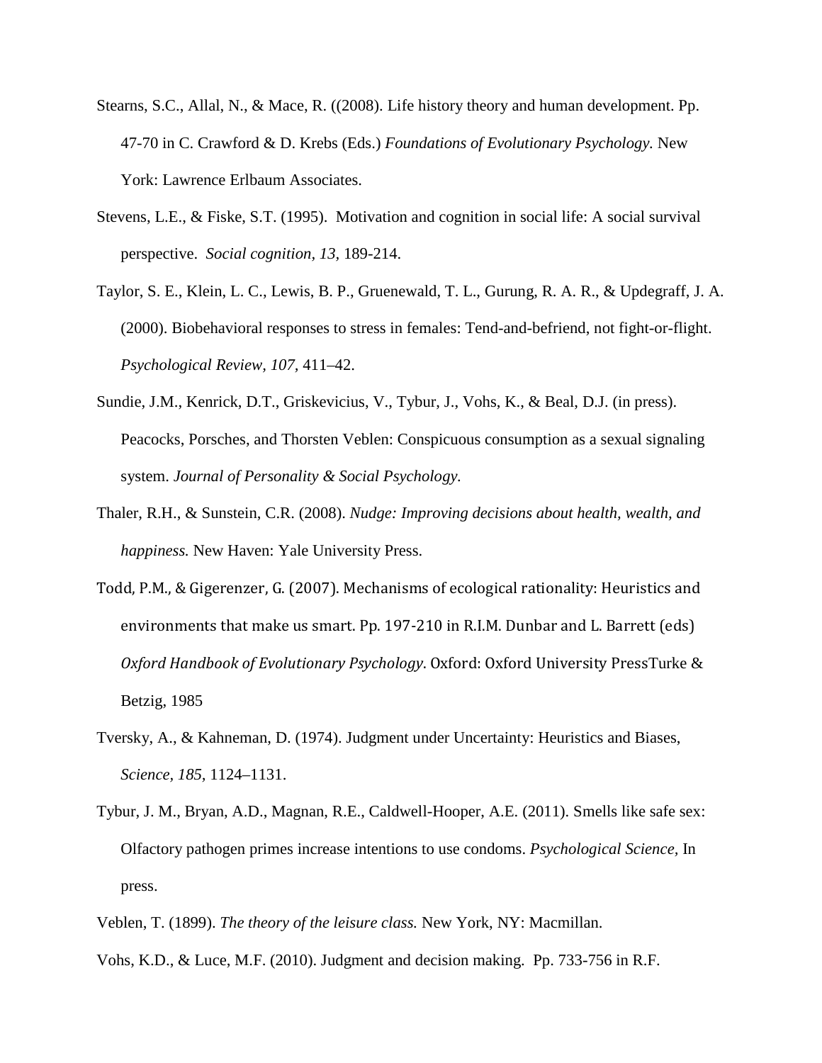Stearns, S.C., Allal, N., & Mace, R. ((2008). Life history theory and human development. Pp. 47-70 in C. Crawford & D. Krebs (Eds.) *Foundations of Evolutionary Psychology.* New York: Lawrence Erlbaum Associates.

Stevens, L.E., & Fiske, S.T. (1995). Motivation and cognition in social life: A social survival perspective. *Social cognition, 13,* 189-214.

Taylor, S. E., Klein, L. C., Lewis, B. P., Gruenewald, T. L., Gurung, R. A. R., & Updegraff, J. A. (2000). Biobehavioral responses to stress in females: Tend-and-befriend, not fight-or-flight. *Psychological Review, 107*, 411–42.

Sundie, J.M., Kenrick, D.T., Griskevicius, V., Tybur, J., Vohs, K., & Beal, D.J. (in press). Peacocks, Porsches, and Thorsten Veblen: Conspicuous consumption as a sexual signaling system. *Journal of Personality & Social Psychology.*

Thaler, R.H., & Sunstein, C.R. (2008). *Nudge: Improving decisions about health, wealth, and happiness.* New Haven: Yale University Press.

Todd, P.M., & Gigerenzer, G. (2007). Mechanisms of ecological rationality: Heuristics and environments that make us smart. Pp. 197-210 in R.I.M. Dunbar and L. Barrett (eds) *Oxford Handbook of Evolutionary Psychology*. Oxford: Oxford University PressTurke & Betzig, 1985

Tversky, A., & Kahneman, D. (1974). Judgment under Uncertainty: Heuristics and Biases, *Science*, *185*, 1124–1131.

Tybur, J. M., Bryan, A.D., Magnan, R.E., Caldwell-Hooper, A.E. (2011). Smells like safe sex: Olfactory pathogen primes increase intentions to use condoms. *Psychological Science,* In press.

Veblen, T. (1899). *The theory of the leisure class.* New York, NY: Macmillan.

Vohs, K.D., & Luce, M.F. (2010). Judgment and decision making. Pp. 733-756 in R.F.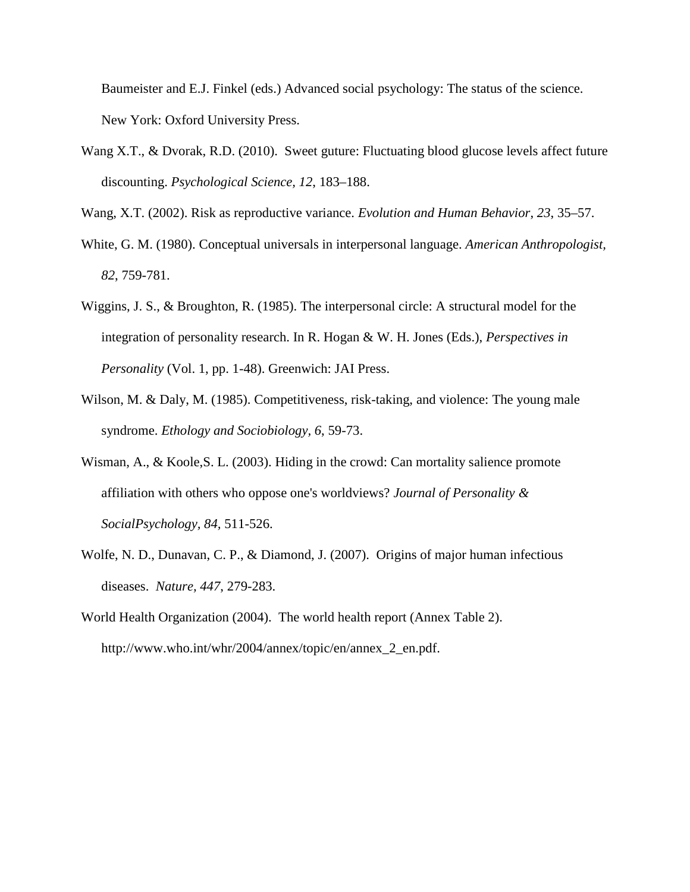Baumeister and E.J. Finkel (eds.) Advanced social psychology: The status of the science. New York: Oxford University Press.

Wang X.T., & Dvorak, R.D. (2010). Sweet guture: Fluctuating blood glucose levels affect future discounting. *Psychological Science, 12*, 183–188.

Wang, X.T. (2002). Risk as reproductive variance. *Evolution and Human Behavior*, *23*, 35–57.

White, G. M. (1980). Conceptual universals in interpersonal language. *American Anthropologist*, *82*, 759-781.

Wiggins, J. S., & Broughton, R. (1985). The interpersonal circle: A structural model for the integration of personality research. In R. Hogan & W. H. Jones (Eds.), *Perspectives in Personality* (Vol. 1, pp. 1-48). Greenwich: JAI Press.

Wilson, M. & Daly, M. (1985). Competitiveness, risk-taking, and violence: The young male syndrome. *Ethology and Sociobiology*, *6*, 59-73.

Wisman, A., & Koole,S. L. (2003). Hiding in the crowd: Can mortality salience promote affiliation with others who oppose one's worldviews? *Journal of Personality & SocialPsychology, 84,* 511-526.

Wolfe, N. D., Dunavan, C. P., & Diamond, J. (2007). Origins of major human infectious diseases. *Nature, 447*, 279-283.

World Health Organization (2004). The world health report (Annex Table 2). http://www.who.int/whr/2004/annex/topic/en/annex_2_en.pdf.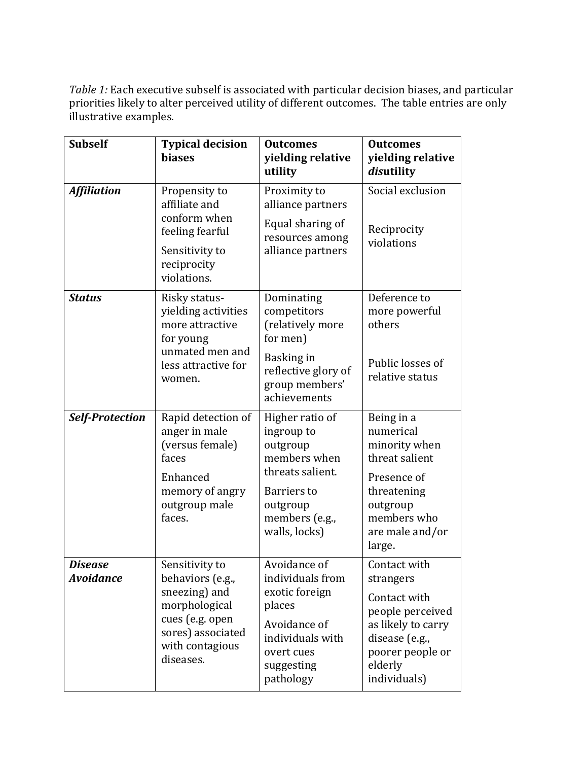*Table 1:* Each executive subself is associated with particular decision biases, and particular priorities likely to alter perceived utility of different outcomes. The table entries are only illustrative examples.

| **Subself** | **Typical decision biases** | **Outcomes yielding relative utility** | **Outcomes yielding relative *dis*utility** |
|---|---|---|---|
| ***Affiliation*** | Propensity to affiliate and conform when feeling fearful<br><br>Sensitivity to reciprocity violations. | Proximity to alliance partners<br><br>Equal sharing of resources among alliance partners | Social exclusion<br><br>Reciprocity violations |
| ***Status*** | Risky status-yielding activities more attractive for young unmated men and less attractive for women. | Dominating competitors (relatively more for men)<br><br>Basking in reflective glory of group members' achievements | Deference to more powerful others<br><br>Public losses of relative status |
| ***Self-Protection*** | Rapid detection of anger in male (versus female) faces<br><br>Enhanced memory of angry outgroup male faces. | Higher ratio of ingroup to outgroup members when threats salient.<br><br>Barriers to outgroup members (e.g., walls, locks) | Being in a numerical minority when threat salient<br><br>Presence of threatening outgroup members who are male and/or large. |
| ***Disease Avoidance*** | Sensitivity to behaviors (e.g., sneezing) and morphological cues (e.g. open sores) associated with contagious diseases. | Avoidance of individuals from exotic foreign places<br><br>Avoidance of individuals with overt cues suggesting pathology | Contact with strangers<br><br>Contact with people perceived as likely to carry disease (e.g., poorer people or elderly individuals) |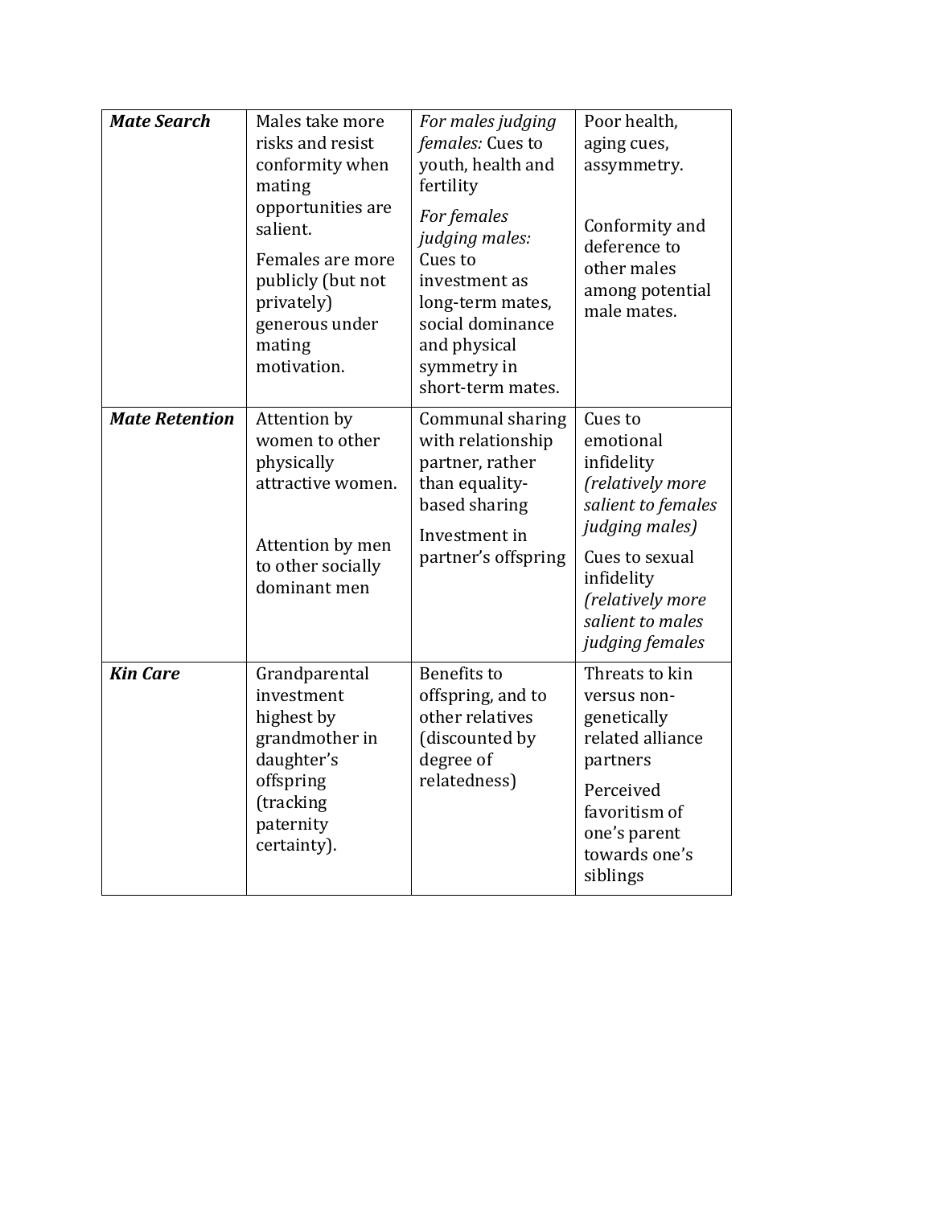| | | | |
|---|---|---|---|
| ***Mate Search*** | Males take more risks and resist conformity when mating opportunities are salient.<br><br>Females are more publicly (but not privately) generous under mating motivation. | *For males judging females:* Cues to youth, health and fertility<br><br>*For females judging males:* Cues to investment as long-term mates, social dominance and physical symmetry in short-term mates. | Poor health, aging cues, assymmetry.<br><br>Conformity and deference to other males among potential male mates. |
| ***Mate Retention*** | Attention by women to other physically attractive women.<br><br>Attention by men to other socially dominant men | Communal sharing with relationship partner, rather than equality-based sharing<br><br>Investment in partner's offspring | Cues to emotional infidelity *(relatively more salient to females judging males)*<br><br>Cues to sexual infidelity *(relatively more salient to males judging females* |
| ***Kin Care*** | Grandparental investment highest by grandmother in daughter's offspring (tracking paternity certainty). | Benefits to offspring, and to other relatives (discounted by degree of relatedness) | Threats to kin versus non-genetically related alliance partners<br><br>Perceived favoritism of one's parent towards one's siblings |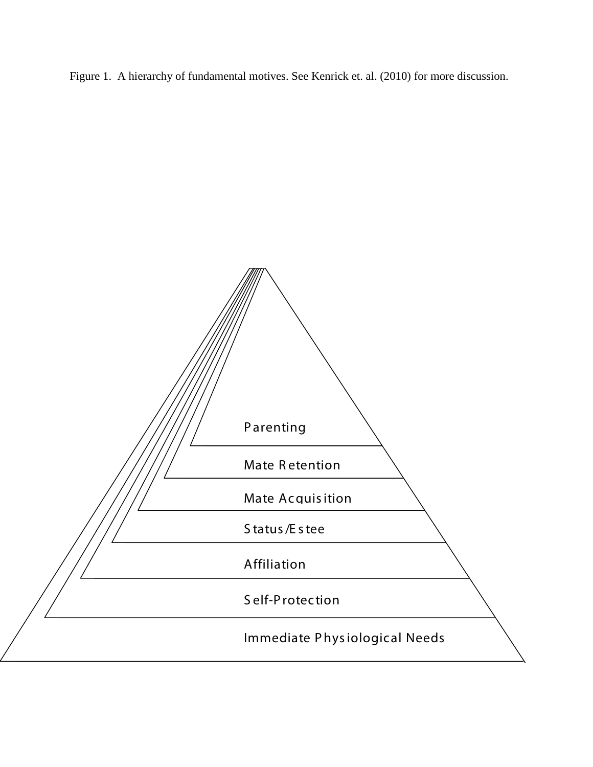Figure 1. A hierarchy of fundamental motives. See Kenrick et. al. (2010) for more discussion.

Parenting

Mate Retention

Mate Acquisition

Status/Estee

Affiliation

Self-Protection

Immediate Physiological Needs